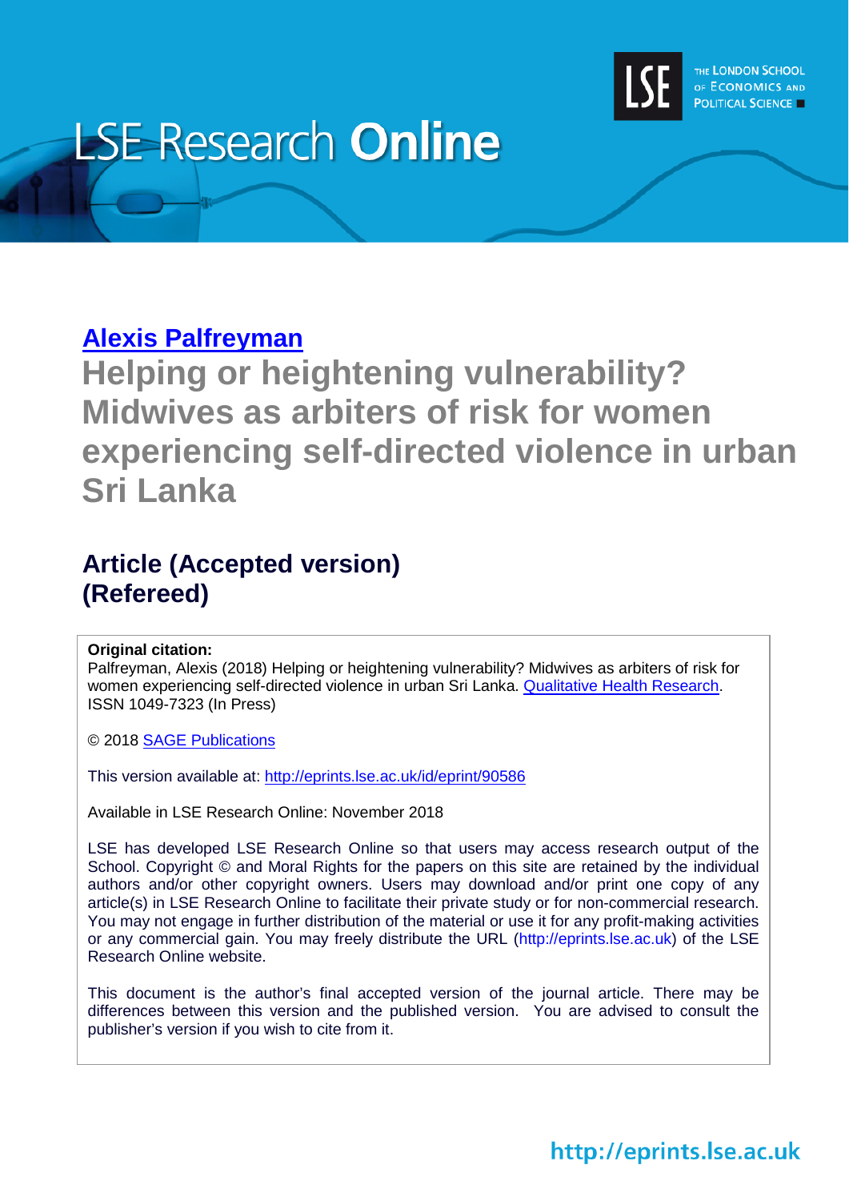LSE Research Online

[Alexis Palfreyman](#)

# Helping or heightening vulnerability? Midwives as arbiters of risk for women experiencing self-directed violence in urban Sri Lanka

## Article (Accepted version) (Refereed)

**Original citation:**
Palfreyman, Alexis (2018) Helping or heightening vulnerability? Midwives as arbiters of risk for women experiencing self-directed violence in urban Sri Lanka. Qualitative Health Research. ISSN 1049-7323 (In Press)

© 2018 SAGE Publications

This version available at: http://eprints.lse.ac.uk/id/eprint/90586

Available in LSE Research Online: November 2018

LSE has developed LSE Research Online so that users may access research output of the School. Copyright © and Moral Rights for the papers on this site are retained by the individual authors and/or other copyright owners. Users may download and/or print one copy of any article(s) in LSE Research Online to facilitate their private study or for non-commercial research. You may not engage in further distribution of the material or use it for any profit-making activities or any commercial gain. You may freely distribute the URL (http://eprints.lse.ac.uk) of the LSE Research Online website.

This document is the author's final accepted version of the journal article. There may be differences between this version and the published version. You are advised to consult the publisher's version if you wish to cite from it.

http://eprints.lse.ac.uk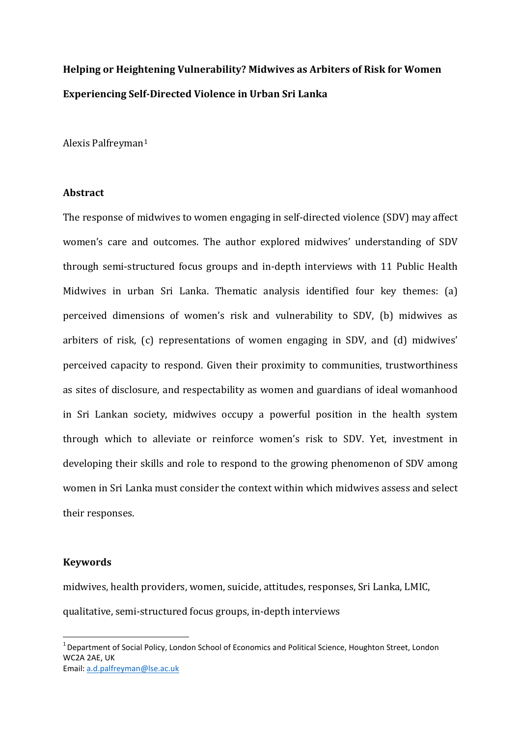**Helping or Heightening Vulnerability? Midwives as Arbiters of Risk for Women Experiencing Self-Directed Violence in Urban Sri Lanka**

Alexis Palfreyman[1]

## Abstract

The response of midwives to women engaging in self-directed violence (SDV) may affect women's care and outcomes. The author explored midwives' understanding of SDV through semi-structured focus groups and in-depth interviews with 11 Public Health Midwives in urban Sri Lanka. Thematic analysis identified four key themes: (a) perceived dimensions of women's risk and vulnerability to SDV, (b) midwives as arbiters of risk, (c) representations of women engaging in SDV, and (d) midwives' perceived capacity to respond. Given their proximity to communities, trustworthiness as sites of disclosure, and respectability as women and guardians of ideal womanhood in Sri Lankan society, midwives occupy a powerful position in the health system through which to alleviate or reinforce women's risk to SDV. Yet, investment in developing their skills and role to respond to the growing phenomenon of SDV among women in Sri Lanka must consider the context within which midwives assess and select their responses.

## Keywords

midwives, health providers, women, suicide, attitudes, responses, Sri Lanka, LMIC, qualitative, semi-structured focus groups, in-depth interviews

---

[1] Department of Social Policy, London School of Economics and Political Science, Houghton Street, London WC2A 2AE, UK
Email: a.d.palfreyman@lse.ac.uk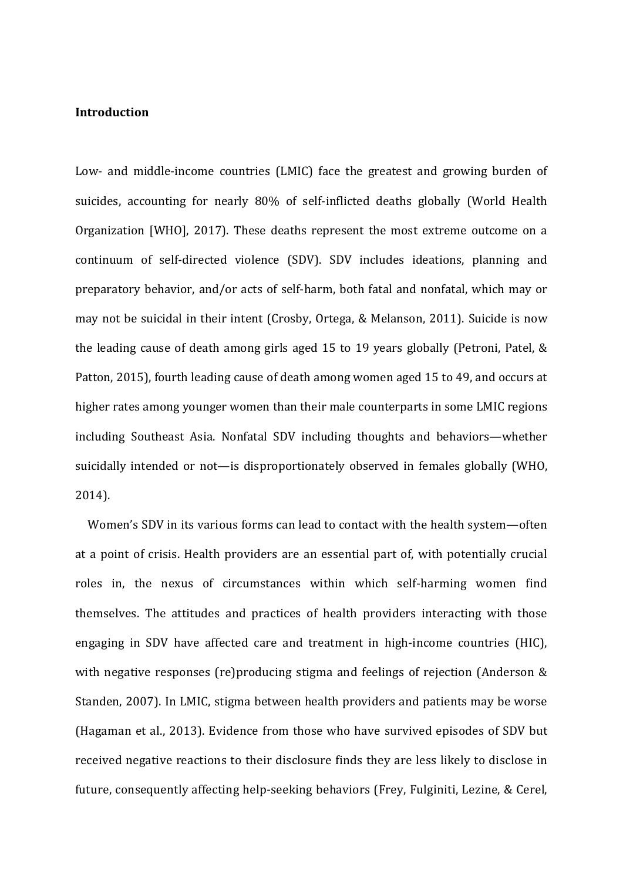**Introduction**

Low- and middle-income countries (LMIC) face the greatest and growing burden of suicides, accounting for nearly 80% of self-inflicted deaths globally (World Health Organization [WHO], 2017). These deaths represent the most extreme outcome on a continuum of self-directed violence (SDV). SDV includes ideations, planning and preparatory behavior, and/or acts of self-harm, both fatal and nonfatal, which may or may not be suicidal in their intent (Crosby, Ortega, & Melanson, 2011). Suicide is now the leading cause of death among girls aged 15 to 19 years globally (Petroni, Patel, & Patton, 2015), fourth leading cause of death among women aged 15 to 49, and occurs at higher rates among younger women than their male counterparts in some LMIC regions including Southeast Asia. Nonfatal SDV including thoughts and behaviors—whether suicidally intended or not—is disproportionately observed in females globally (WHO, 2014).

Women's SDV in its various forms can lead to contact with the health system—often at a point of crisis. Health providers are an essential part of, with potentially crucial roles in, the nexus of circumstances within which self-harming women find themselves. The attitudes and practices of health providers interacting with those engaging in SDV have affected care and treatment in high-income countries (HIC), with negative responses (re)producing stigma and feelings of rejection (Anderson & Standen, 2007). In LMIC, stigma between health providers and patients may be worse (Hagaman et al., 2013). Evidence from those who have survived episodes of SDV but received negative reactions to their disclosure finds they are less likely to disclose in future, consequently affecting help-seeking behaviors (Frey, Fulginiti, Lezine, & Cerel,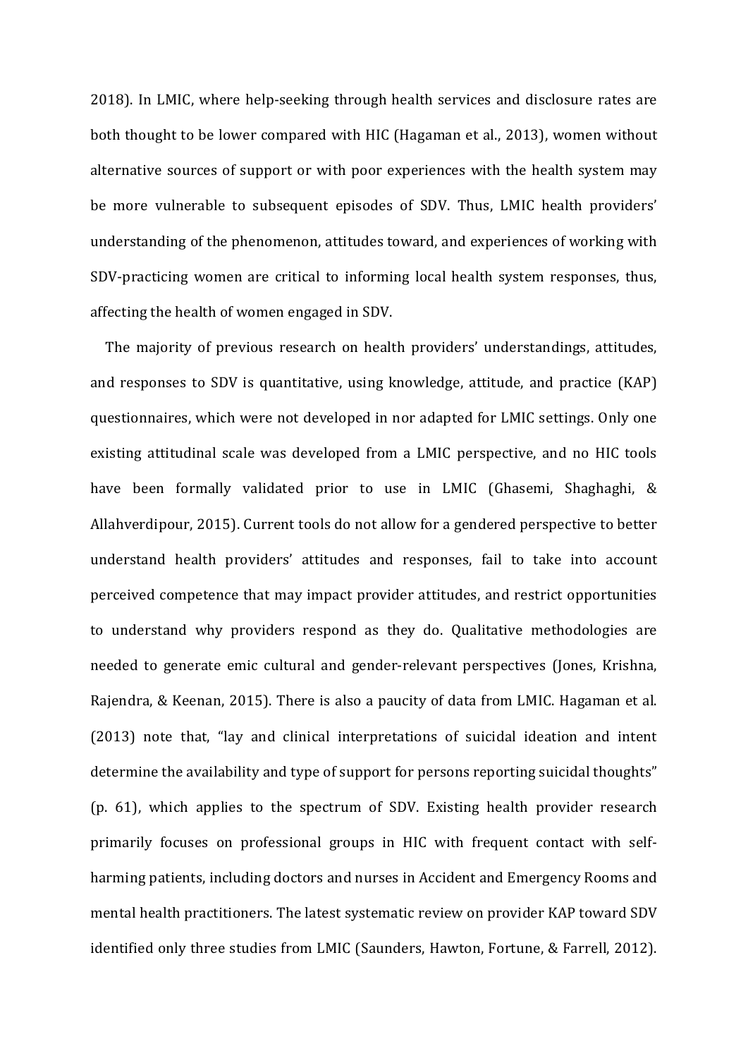2018). In LMIC, where help-seeking through health services and disclosure rates are both thought to be lower compared with HIC (Hagaman et al., 2013), women without alternative sources of support or with poor experiences with the health system may be more vulnerable to subsequent episodes of SDV. Thus, LMIC health providers' understanding of the phenomenon, attitudes toward, and experiences of working with SDV-practicing women are critical to informing local health system responses, thus, affecting the health of women engaged in SDV.

The majority of previous research on health providers' understandings, attitudes, and responses to SDV is quantitative, using knowledge, attitude, and practice (KAP) questionnaires, which were not developed in nor adapted for LMIC settings. Only one existing attitudinal scale was developed from a LMIC perspective, and no HIC tools have been formally validated prior to use in LMIC (Ghasemi, Shaghaghi, & Allahverdipour, 2015). Current tools do not allow for a gendered perspective to better understand health providers' attitudes and responses, fail to take into account perceived competence that may impact provider attitudes, and restrict opportunities to understand why providers respond as they do. Qualitative methodologies are needed to generate emic cultural and gender-relevant perspectives (Jones, Krishna, Rajendra, & Keenan, 2015). There is also a paucity of data from LMIC. Hagaman et al. (2013) note that, "lay and clinical interpretations of suicidal ideation and intent determine the availability and type of support for persons reporting suicidal thoughts" (p. 61), which applies to the spectrum of SDV. Existing health provider research primarily focuses on professional groups in HIC with frequent contact with self-harming patients, including doctors and nurses in Accident and Emergency Rooms and mental health practitioners. The latest systematic review on provider KAP toward SDV identified only three studies from LMIC (Saunders, Hawton, Fortune, & Farrell, 2012).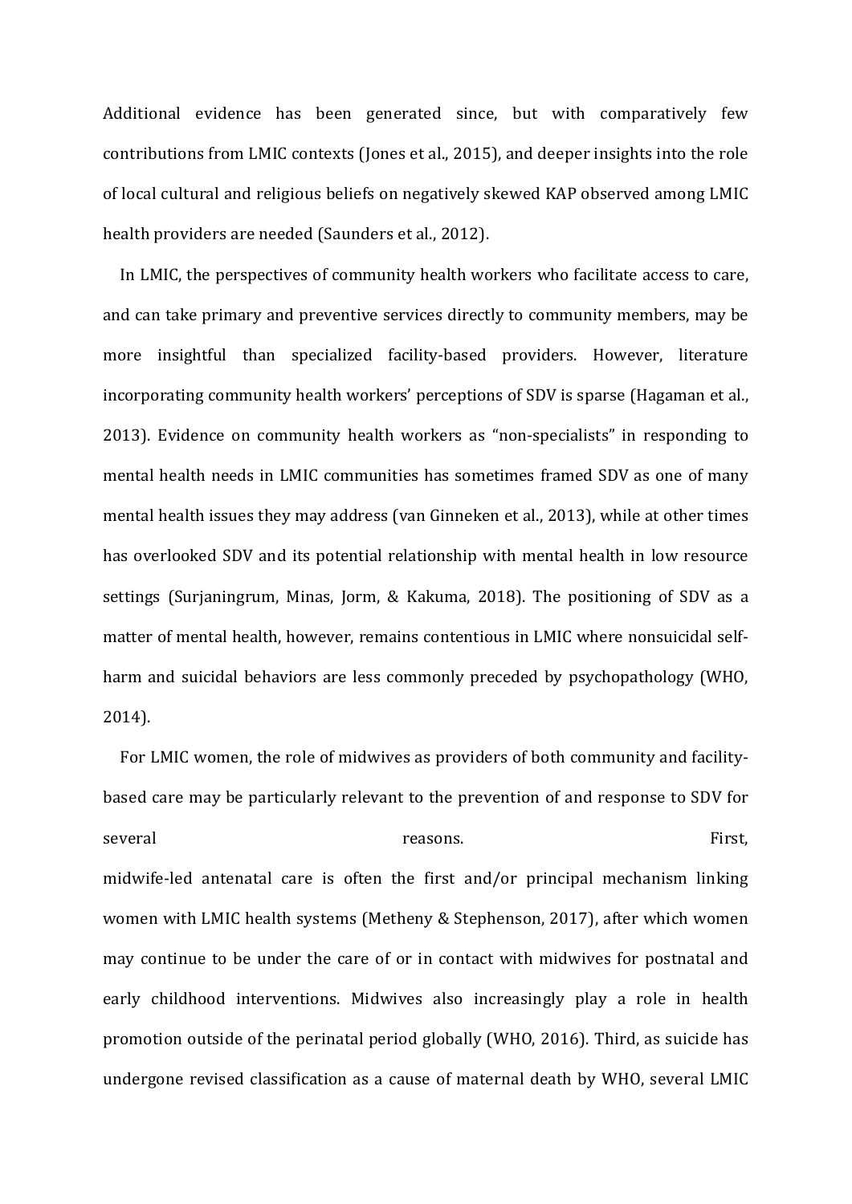Additional evidence has been generated since, but with comparatively few contributions from LMIC contexts (Jones et al., 2015), and deeper insights into the role of local cultural and religious beliefs on negatively skewed KAP observed among LMIC health providers are needed (Saunders et al., 2012).

In LMIC, the perspectives of community health workers who facilitate access to care, and can take primary and preventive services directly to community members, may be more insightful than specialized facility-based providers. However, literature incorporating community health workers' perceptions of SDV is sparse (Hagaman et al., 2013). Evidence on community health workers as "non-specialists" in responding to mental health needs in LMIC communities has sometimes framed SDV as one of many mental health issues they may address (van Ginneken et al., 2013), while at other times has overlooked SDV and its potential relationship with mental health in low resource settings (Surjaningrum, Minas, Jorm, & Kakuma, 2018). The positioning of SDV as a matter of mental health, however, remains contentious in LMIC where nonsuicidal self-harm and suicidal behaviors are less commonly preceded by psychopathology (WHO, 2014).

For LMIC women, the role of midwives as providers of both community and facility-based care may be particularly relevant to the prevention of and response to SDV for several reasons. First, midwife-led antenatal care is often the first and/or principal mechanism linking women with LMIC health systems (Metheny & Stephenson, 2017), after which women may continue to be under the care of or in contact with midwives for postnatal and early childhood interventions. Midwives also increasingly play a role in health promotion outside of the perinatal period globally (WHO, 2016). Third, as suicide has undergone revised classification as a cause of maternal death by WHO, several LMIC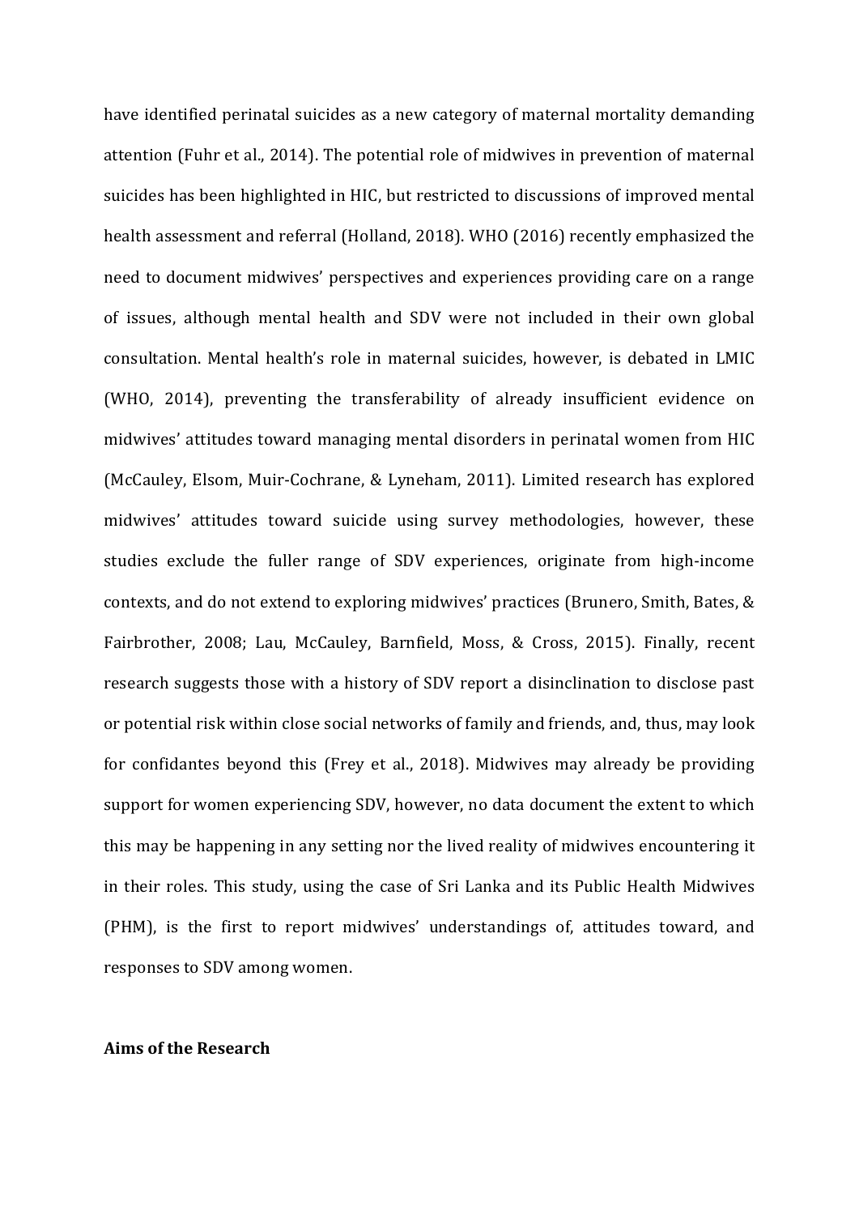have identified perinatal suicides as a new category of maternal mortality demanding attention (Fuhr et al., 2014). The potential role of midwives in prevention of maternal suicides has been highlighted in HIC, but restricted to discussions of improved mental health assessment and referral (Holland, 2018). WHO (2016) recently emphasized the need to document midwives' perspectives and experiences providing care on a range of issues, although mental health and SDV were not included in their own global consultation. Mental health's role in maternal suicides, however, is debated in LMIC (WHO, 2014), preventing the transferability of already insufficient evidence on midwives' attitudes toward managing mental disorders in perinatal women from HIC (McCauley, Elsom, Muir-Cochrane, & Lyneham, 2011). Limited research has explored midwives' attitudes toward suicide using survey methodologies, however, these studies exclude the fuller range of SDV experiences, originate from high-income contexts, and do not extend to exploring midwives' practices (Brunero, Smith, Bates, & Fairbrother, 2008; Lau, McCauley, Barnfield, Moss, & Cross, 2015). Finally, recent research suggests those with a history of SDV report a disinclination to disclose past or potential risk within close social networks of family and friends, and, thus, may look for confidantes beyond this (Frey et al., 2018). Midwives may already be providing support for women experiencing SDV, however, no data document the extent to which this may be happening in any setting nor the lived reality of midwives encountering it in their roles. This study, using the case of Sri Lanka and its Public Health Midwives (PHM), is the first to report midwives' understandings of, attitudes toward, and responses to SDV among women.

**Aims of the Research**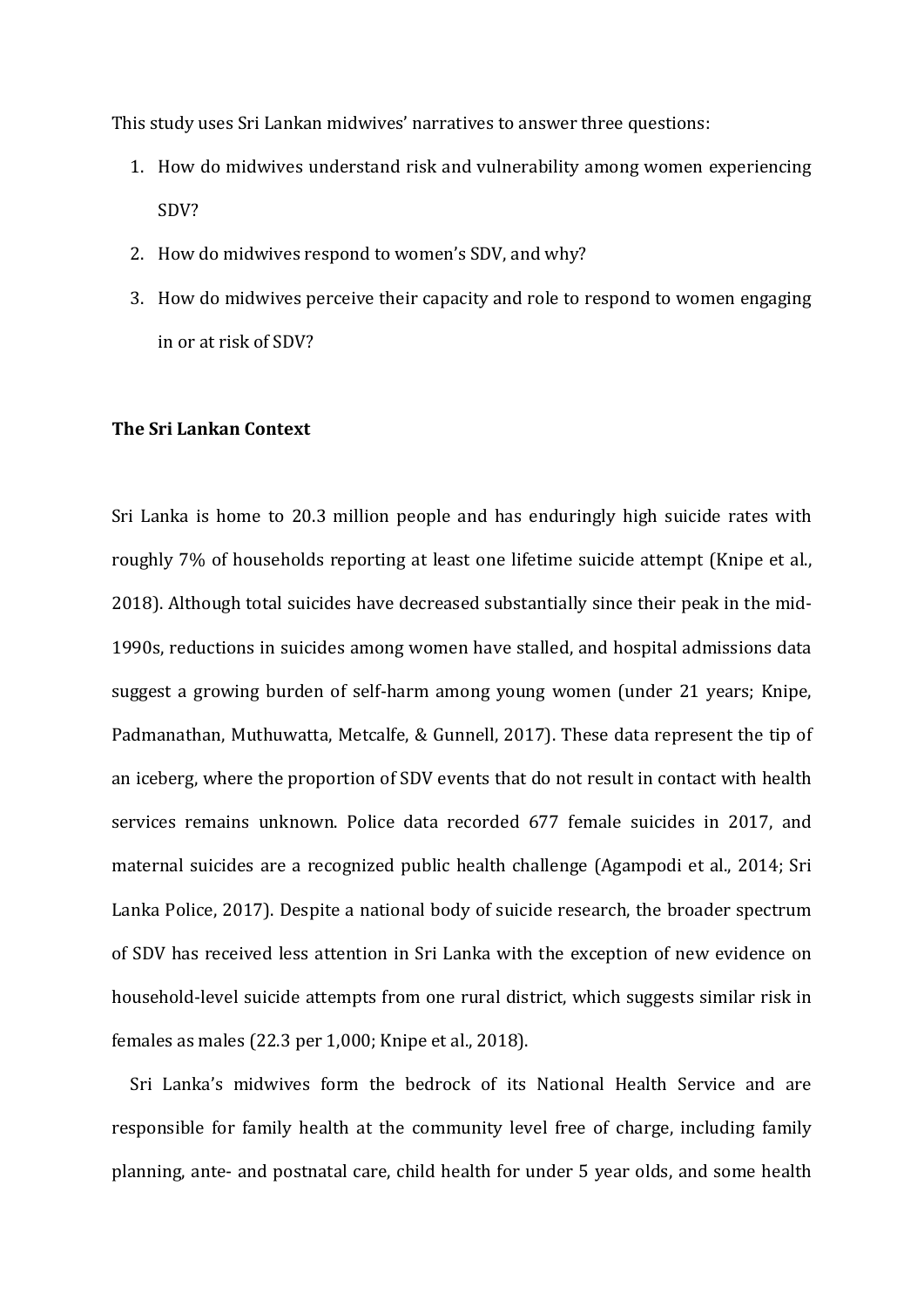This study uses Sri Lankan midwives' narratives to answer three questions:

1. How do midwives understand risk and vulnerability among women experiencing SDV?
2. How do midwives respond to women's SDV, and why?
3. How do midwives perceive their capacity and role to respond to women engaging in or at risk of SDV?

**The Sri Lankan Context**

Sri Lanka is home to 20.3 million people and has enduringly high suicide rates with roughly 7% of households reporting at least one lifetime suicide attempt (Knipe et al., 2018). Although total suicides have decreased substantially since their peak in the mid-1990s, reductions in suicides among women have stalled, and hospital admissions data suggest a growing burden of self-harm among young women (under 21 years; Knipe, Padmanathan, Muthuwatta, Metcalfe, & Gunnell, 2017). These data represent the tip of an iceberg, where the proportion of SDV events that do not result in contact with health services remains unknown. Police data recorded 677 female suicides in 2017, and maternal suicides are a recognized public health challenge (Agampodi et al., 2014; Sri Lanka Police, 2017). Despite a national body of suicide research, the broader spectrum of SDV has received less attention in Sri Lanka with the exception of new evidence on household-level suicide attempts from one rural district, which suggests similar risk in females as males (22.3 per 1,000; Knipe et al., 2018).

Sri Lanka's midwives form the bedrock of its National Health Service and are responsible for family health at the community level free of charge, including family planning, ante- and postnatal care, child health for under 5 year olds, and some health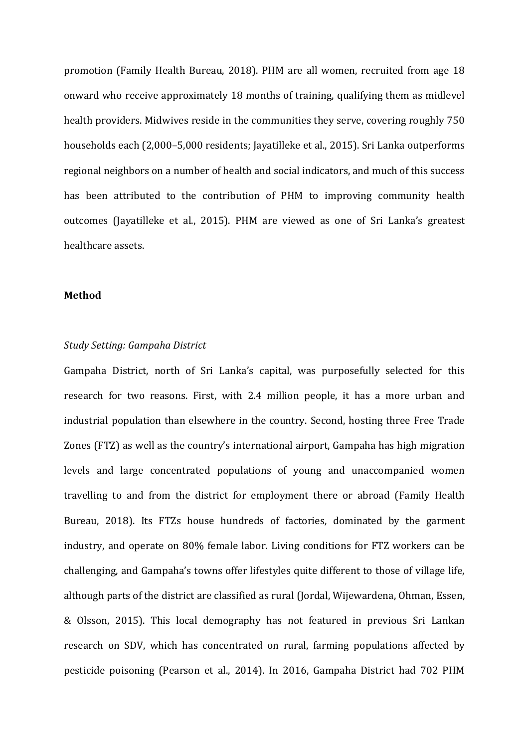promotion (Family Health Bureau, 2018). PHM are all women, recruited from age 18 onward who receive approximately 18 months of training, qualifying them as midlevel health providers. Midwives reside in the communities they serve, covering roughly 750 households each (2,000–5,000 residents; Jayatilleke et al., 2015). Sri Lanka outperforms regional neighbors on a number of health and social indicators, and much of this success has been attributed to the contribution of PHM to improving community health outcomes (Jayatilleke et al., 2015). PHM are viewed as one of Sri Lanka's greatest healthcare assets.

## Method

### *Study Setting: Gampaha District*

Gampaha District, north of Sri Lanka's capital, was purposefully selected for this research for two reasons. First, with 2.4 million people, it has a more urban and industrial population than elsewhere in the country. Second, hosting three Free Trade Zones (FTZ) as well as the country's international airport, Gampaha has high migration levels and large concentrated populations of young and unaccompanied women travelling to and from the district for employment there or abroad (Family Health Bureau, 2018). Its FTZs house hundreds of factories, dominated by the garment industry, and operate on 80% female labor. Living conditions for FTZ workers can be challenging, and Gampaha's towns offer lifestyles quite different to those of village life, although parts of the district are classified as rural (Jordal, Wijewardena, Ohman, Essen, & Olsson, 2015). This local demography has not featured in previous Sri Lankan research on SDV, which has concentrated on rural, farming populations affected by pesticide poisoning (Pearson et al., 2014). In 2016, Gampaha District had 702 PHM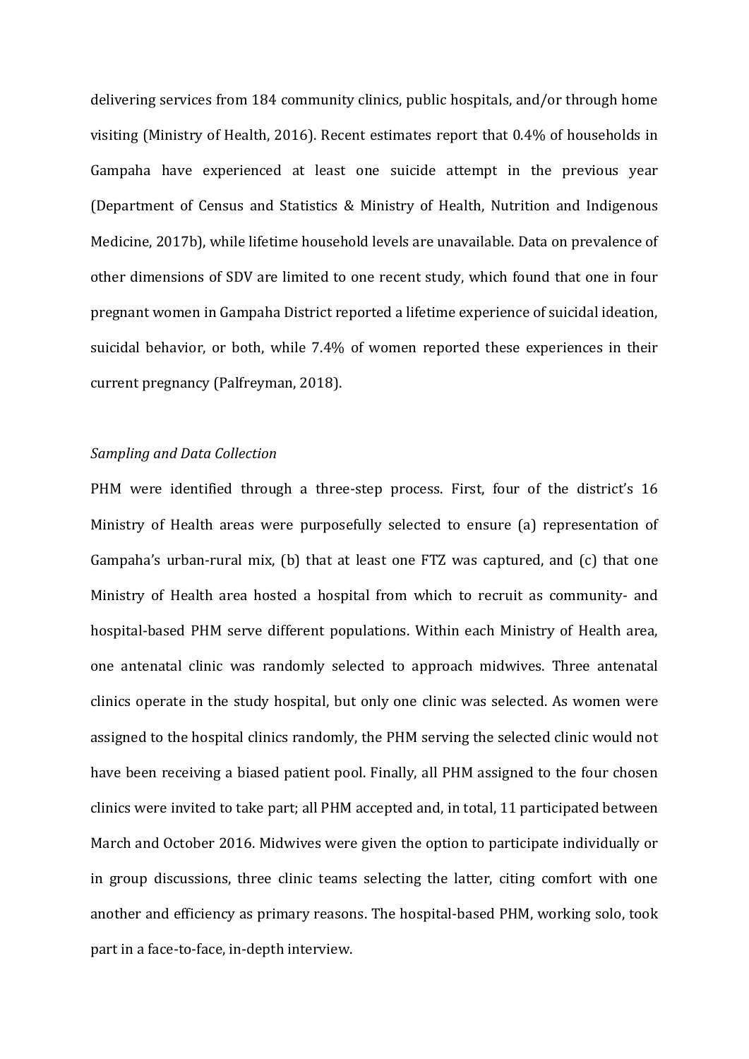delivering services from 184 community clinics, public hospitals, and/or through home visiting (Ministry of Health, 2016). Recent estimates report that 0.4% of households in Gampaha have experienced at least one suicide attempt in the previous year (Department of Census and Statistics & Ministry of Health, Nutrition and Indigenous Medicine, 2017b), while lifetime household levels are unavailable. Data on prevalence of other dimensions of SDV are limited to one recent study, which found that one in four pregnant women in Gampaha District reported a lifetime experience of suicidal ideation, suicidal behavior, or both, while 7.4% of women reported these experiences in their current pregnancy (Palfreyman, 2018).

*Sampling and Data Collection*

PHM were identified through a three-step process. First, four of the district's 16 Ministry of Health areas were purposefully selected to ensure (a) representation of Gampaha's urban-rural mix, (b) that at least one FTZ was captured, and (c) that one Ministry of Health area hosted a hospital from which to recruit as community- and hospital-based PHM serve different populations. Within each Ministry of Health area, one antenatal clinic was randomly selected to approach midwives. Three antenatal clinics operate in the study hospital, but only one clinic was selected. As women were assigned to the hospital clinics randomly, the PHM serving the selected clinic would not have been receiving a biased patient pool. Finally, all PHM assigned to the four chosen clinics were invited to take part; all PHM accepted and, in total, 11 participated between March and October 2016. Midwives were given the option to participate individually or in group discussions, three clinic teams selecting the latter, citing comfort with one another and efficiency as primary reasons. The hospital-based PHM, working solo, took part in a face-to-face, in-depth interview.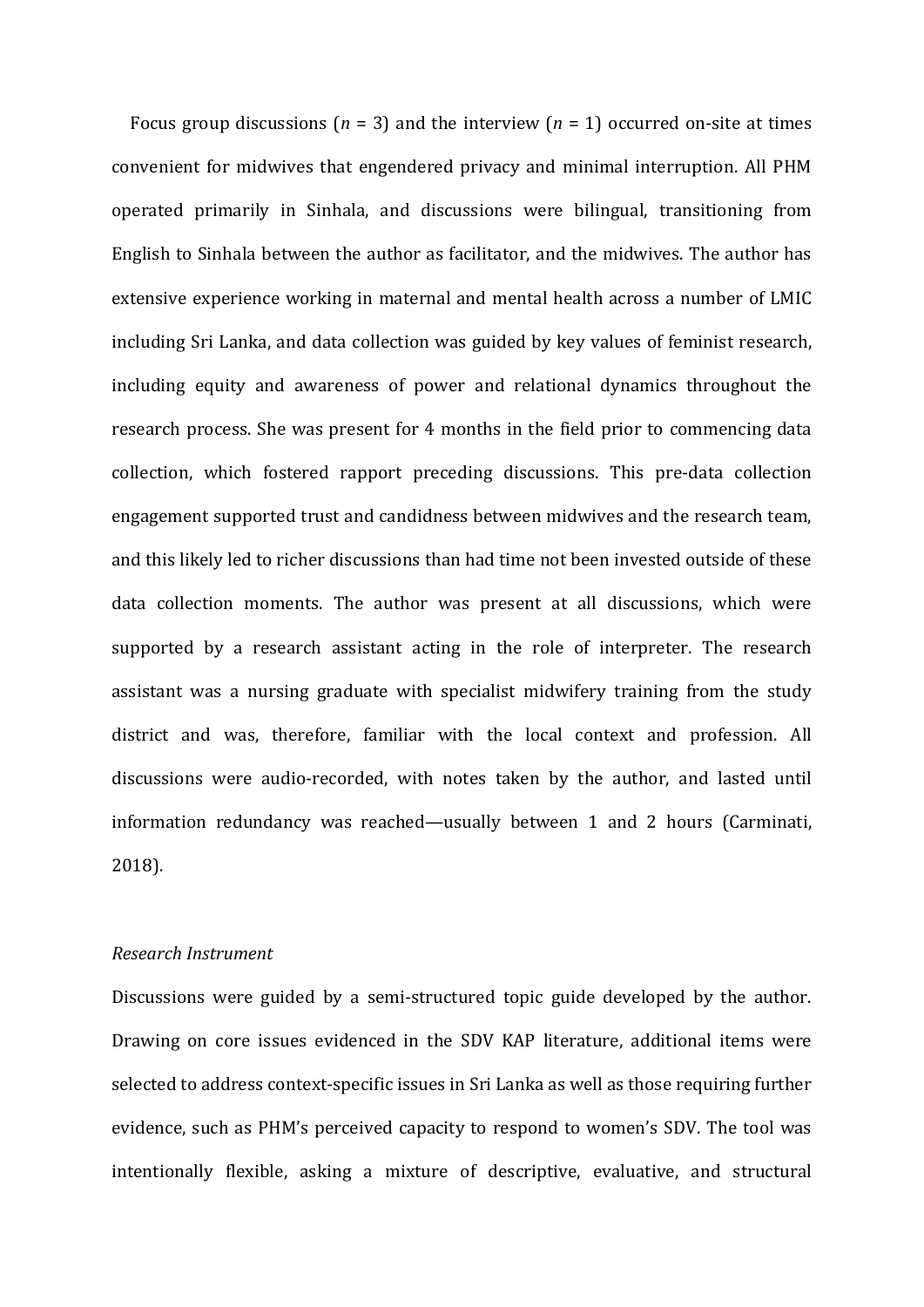Focus group discussions ($n$ = 3) and the interview ($n$ = 1) occurred on-site at times convenient for midwives that engendered privacy and minimal interruption. All PHM operated primarily in Sinhala, and discussions were bilingual, transitioning from English to Sinhala between the author as facilitator, and the midwives. The author has extensive experience working in maternal and mental health across a number of LMIC including Sri Lanka, and data collection was guided by key values of feminist research, including equity and awareness of power and relational dynamics throughout the research process. She was present for 4 months in the field prior to commencing data collection, which fostered rapport preceding discussions. This pre-data collection engagement supported trust and candidness between midwives and the research team, and this likely led to richer discussions than had time not been invested outside of these data collection moments. The author was present at all discussions, which were supported by a research assistant acting in the role of interpreter. The research assistant was a nursing graduate with specialist midwifery training from the study district and was, therefore, familiar with the local context and profession. All discussions were audio-recorded, with notes taken by the author, and lasted until information redundancy was reached—usually between 1 and 2 hours (Carminati, 2018).

*Research Instrument*

Discussions were guided by a semi-structured topic guide developed by the author. Drawing on core issues evidenced in the SDV KAP literature, additional items were selected to address context-specific issues in Sri Lanka as well as those requiring further evidence, such as PHM's perceived capacity to respond to women's SDV. The tool was intentionally flexible, asking a mixture of descriptive, evaluative, and structural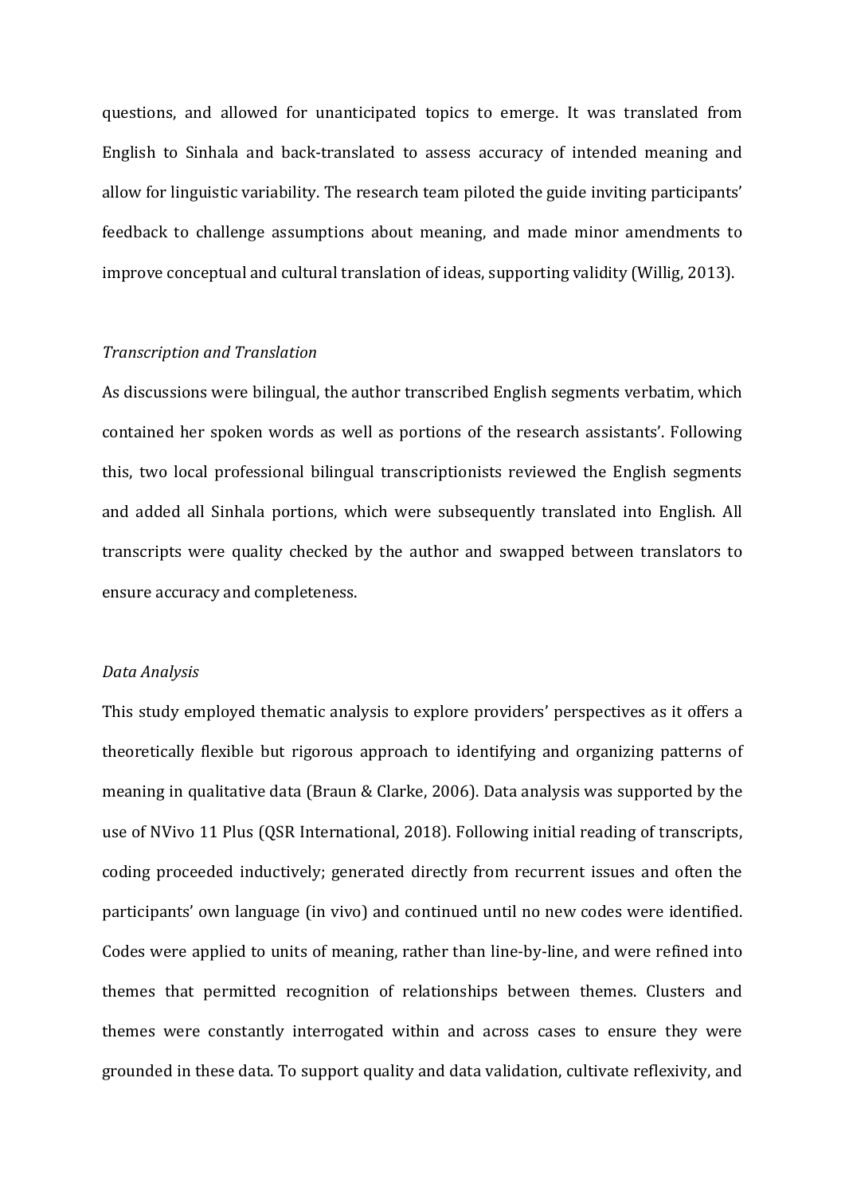questions, and allowed for unanticipated topics to emerge. It was translated from English to Sinhala and back-translated to assess accuracy of intended meaning and allow for linguistic variability. The research team piloted the guide inviting participants' feedback to challenge assumptions about meaning, and made minor amendments to improve conceptual and cultural translation of ideas, supporting validity (Willig, 2013).

*Transcription and Translation*

As discussions were bilingual, the author transcribed English segments verbatim, which contained her spoken words as well as portions of the research assistants'. Following this, two local professional bilingual transcriptionists reviewed the English segments and added all Sinhala portions, which were subsequently translated into English. All transcripts were quality checked by the author and swapped between translators to ensure accuracy and completeness.

*Data Analysis*

This study employed thematic analysis to explore providers' perspectives as it offers a theoretically flexible but rigorous approach to identifying and organizing patterns of meaning in qualitative data (Braun & Clarke, 2006). Data analysis was supported by the use of NVivo 11 Plus (QSR International, 2018). Following initial reading of transcripts, coding proceeded inductively; generated directly from recurrent issues and often the participants' own language (in vivo) and continued until no new codes were identified. Codes were applied to units of meaning, rather than line-by-line, and were refined into themes that permitted recognition of relationships between themes. Clusters and themes were constantly interrogated within and across cases to ensure they were grounded in these data. To support quality and data validation, cultivate reflexivity, and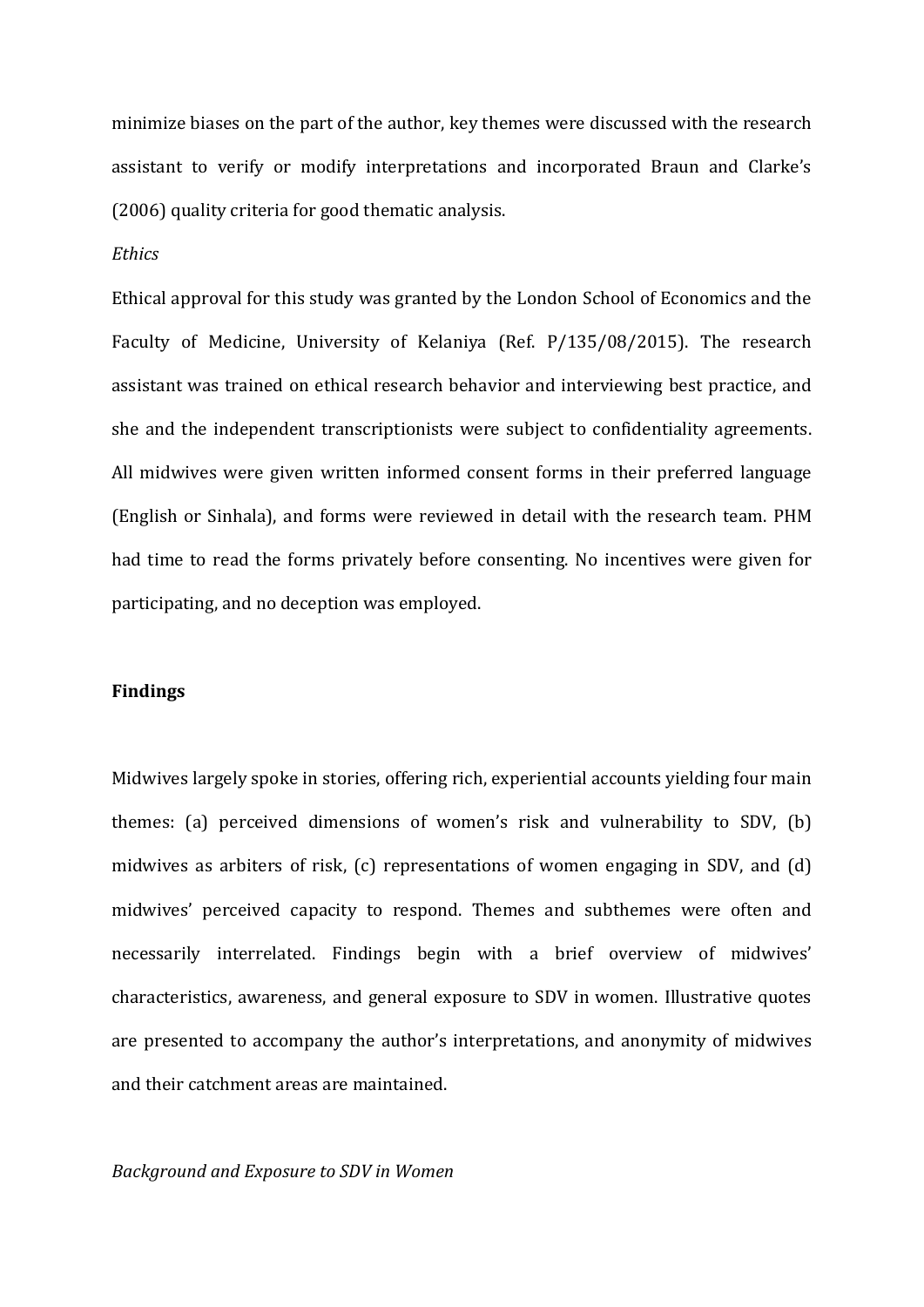minimize biases on the part of the author, key themes were discussed with the research assistant to verify or modify interpretations and incorporated Braun and Clarke's (2006) quality criteria for good thematic analysis.

*Ethics*

Ethical approval for this study was granted by the London School of Economics and the Faculty of Medicine, University of Kelaniya (Ref. P/135/08/2015). The research assistant was trained on ethical research behavior and interviewing best practice, and she and the independent transcriptionists were subject to confidentiality agreements. All midwives were given written informed consent forms in their preferred language (English or Sinhala), and forms were reviewed in detail with the research team. PHM had time to read the forms privately before consenting. No incentives were given for participating, and no deception was employed.

## Findings

Midwives largely spoke in stories, offering rich, experiential accounts yielding four main themes: (a) perceived dimensions of women's risk and vulnerability to SDV, (b) midwives as arbiters of risk, (c) representations of women engaging in SDV, and (d) midwives' perceived capacity to respond. Themes and subthemes were often and necessarily interrelated. Findings begin with a brief overview of midwives' characteristics, awareness, and general exposure to SDV in women. Illustrative quotes are presented to accompany the author's interpretations, and anonymity of midwives and their catchment areas are maintained.

*Background and Exposure to SDV in Women*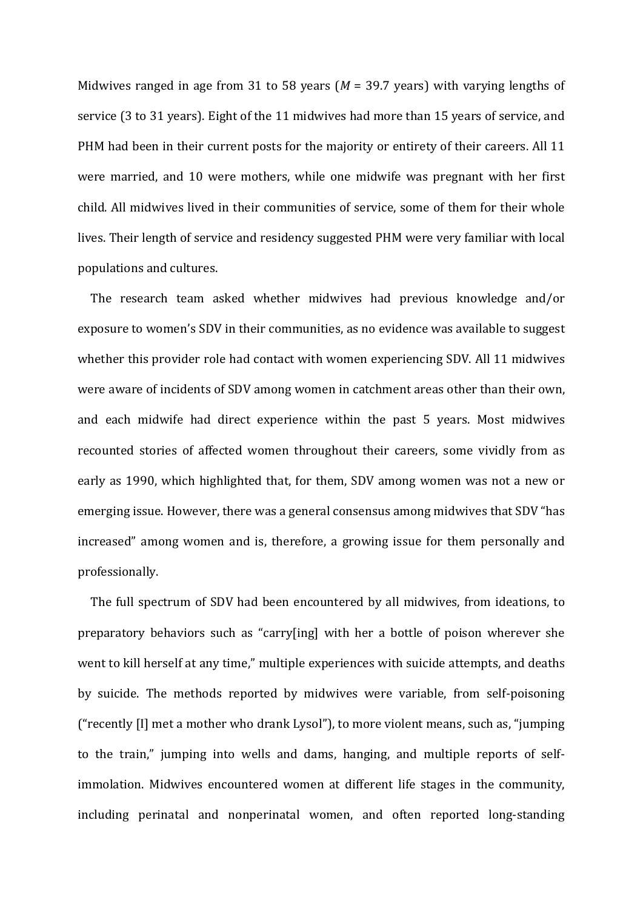Midwives ranged in age from 31 to 58 years ($M$ = 39.7 years) with varying lengths of service (3 to 31 years). Eight of the 11 midwives had more than 15 years of service, and PHM had been in their current posts for the majority or entirety of their careers. All 11 were married, and 10 were mothers, while one midwife was pregnant with her first child. All midwives lived in their communities of service, some of them for their whole lives. Their length of service and residency suggested PHM were very familiar with local populations and cultures.

The research team asked whether midwives had previous knowledge and/or exposure to women's SDV in their communities, as no evidence was available to suggest whether this provider role had contact with women experiencing SDV. All 11 midwives were aware of incidents of SDV among women in catchment areas other than their own, and each midwife had direct experience within the past 5 years. Most midwives recounted stories of affected women throughout their careers, some vividly from as early as 1990, which highlighted that, for them, SDV among women was not a new or emerging issue. However, there was a general consensus among midwives that SDV "has increased" among women and is, therefore, a growing issue for them personally and professionally.

The full spectrum of SDV had been encountered by all midwives, from ideations, to preparatory behaviors such as "carry[ing] with her a bottle of poison wherever she went to kill herself at any time," multiple experiences with suicide attempts, and deaths by suicide. The methods reported by midwives were variable, from self-poisoning ("recently [I] met a mother who drank Lysol"), to more violent means, such as, "jumping to the train," jumping into wells and dams, hanging, and multiple reports of self-immolation. Midwives encountered women at different life stages in the community, including perinatal and nonperinatal women, and often reported long-standing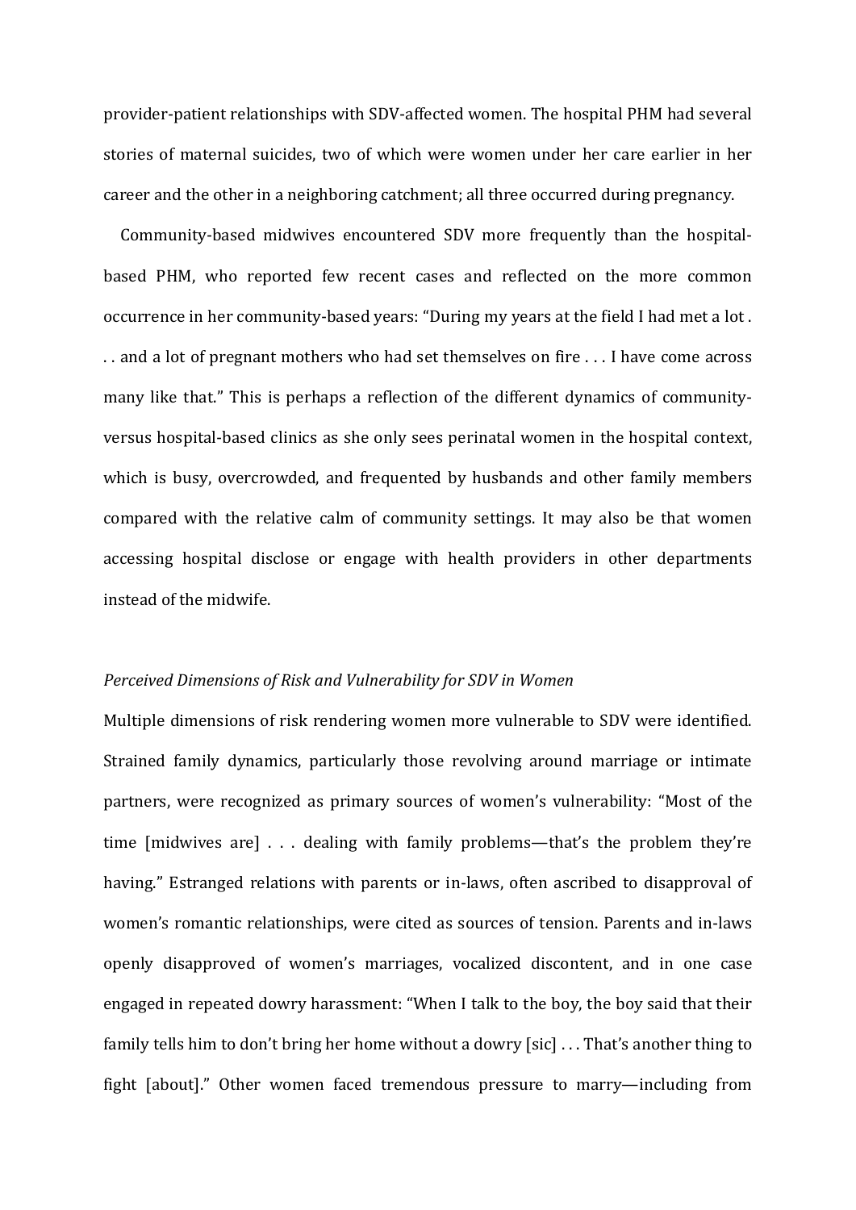provider-patient relationships with SDV-affected women. The hospital PHM had several stories of maternal suicides, two of which were women under her care earlier in her career and the other in a neighboring catchment; all three occurred during pregnancy.

Community-based midwives encountered SDV more frequently than the hospital-based PHM, who reported few recent cases and reflected on the more common occurrence in her community-based years: "During my years at the field I had met a lot . . . and a lot of pregnant mothers who had set themselves on fire . . . I have come across many like that." This is perhaps a reflection of the different dynamics of community- versus hospital-based clinics as she only sees perinatal women in the hospital context, which is busy, overcrowded, and frequented by husbands and other family members compared with the relative calm of community settings. It may also be that women accessing hospital disclose or engage with health providers in other departments instead of the midwife.

*Perceived Dimensions of Risk and Vulnerability for SDV in Women*

Multiple dimensions of risk rendering women more vulnerable to SDV were identified. Strained family dynamics, particularly those revolving around marriage or intimate partners, were recognized as primary sources of women's vulnerability: "Most of the time [midwives are] . . . dealing with family problems—that's the problem they're having." Estranged relations with parents or in-laws, often ascribed to disapproval of women's romantic relationships, were cited as sources of tension. Parents and in-laws openly disapproved of women's marriages, vocalized discontent, and in one case engaged in repeated dowry harassment: "When I talk to the boy, the boy said that their family tells him to don't bring her home without a dowry [sic] . . . That's another thing to fight [about]." Other women faced tremendous pressure to marry—including from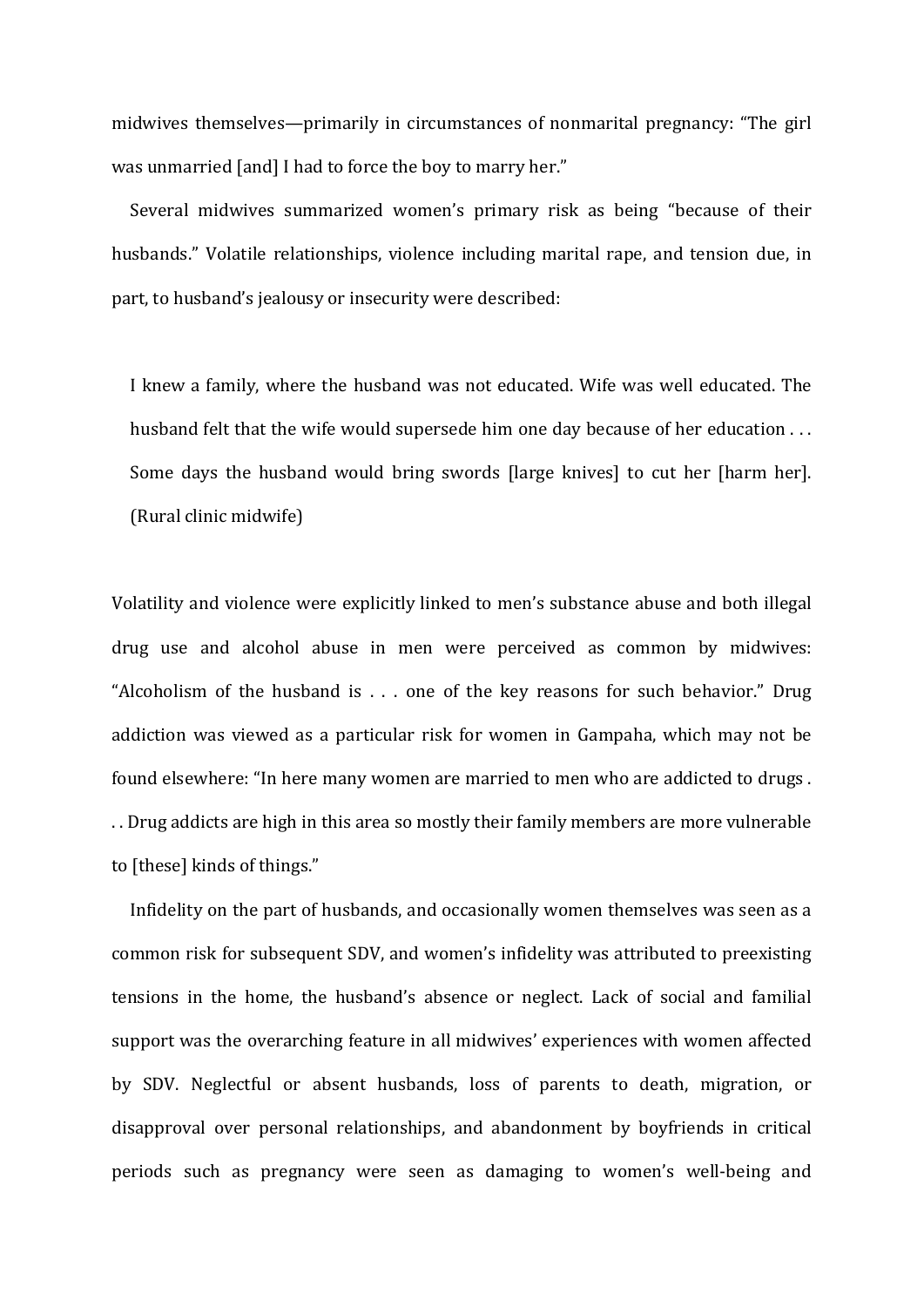midwives themselves—primarily in circumstances of nonmarital pregnancy: "The girl was unmarried [and] I had to force the boy to marry her."

Several midwives summarized women's primary risk as being "because of their husbands." Volatile relationships, violence including marital rape, and tension due, in part, to husband's jealousy or insecurity were described:

> I knew a family, where the husband was not educated. Wife was well educated. The husband felt that the wife would supersede him one day because of her education . . . Some days the husband would bring swords [large knives] to cut her [harm her]. (Rural clinic midwife)

Volatility and violence were explicitly linked to men's substance abuse and both illegal drug use and alcohol abuse in men were perceived as common by midwives: "Alcoholism of the husband is . . . one of the key reasons for such behavior." Drug addiction was viewed as a particular risk for women in Gampaha, which may not be found elsewhere: "In here many women are married to men who are addicted to drugs . . . Drug addicts are high in this area so mostly their family members are more vulnerable to [these] kinds of things."

Infidelity on the part of husbands, and occasionally women themselves was seen as a common risk for subsequent SDV, and women's infidelity was attributed to preexisting tensions in the home, the husband's absence or neglect. Lack of social and familial support was the overarching feature in all midwives' experiences with women affected by SDV. Neglectful or absent husbands, loss of parents to death, migration, or disapproval over personal relationships, and abandonment by boyfriends in critical periods such as pregnancy were seen as damaging to women's well-being and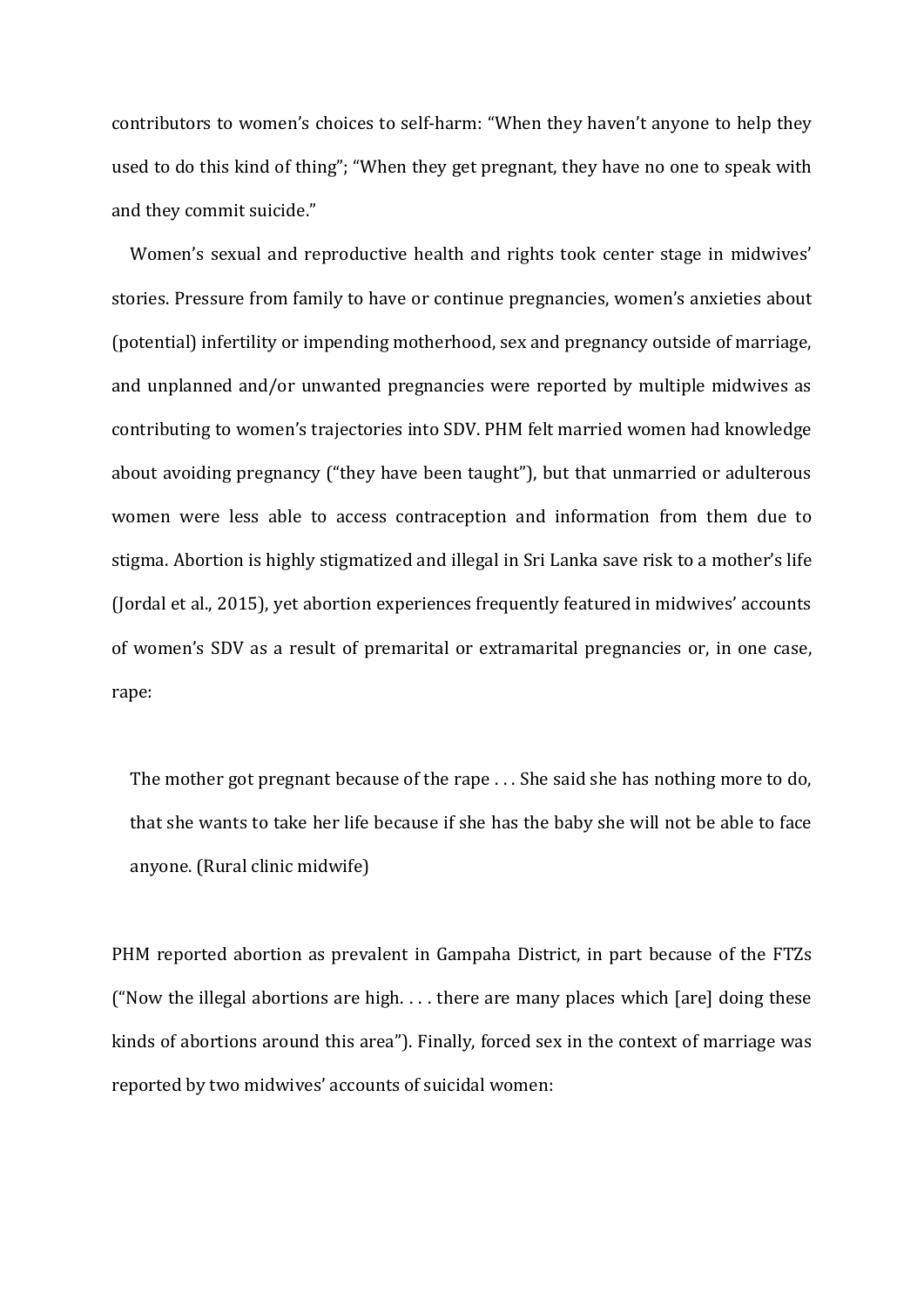contributors to women's choices to self-harm: "When they haven't anyone to help they used to do this kind of thing"; "When they get pregnant, they have no one to speak with and they commit suicide."

Women's sexual and reproductive health and rights took center stage in midwives' stories. Pressure from family to have or continue pregnancies, women's anxieties about (potential) infertility or impending motherhood, sex and pregnancy outside of marriage, and unplanned and/or unwanted pregnancies were reported by multiple midwives as contributing to women's trajectories into SDV. PHM felt married women had knowledge about avoiding pregnancy ("they have been taught"), but that unmarried or adulterous women were less able to access contraception and information from them due to stigma. Abortion is highly stigmatized and illegal in Sri Lanka save risk to a mother's life (Jordal et al., 2015), yet abortion experiences frequently featured in midwives' accounts of women's SDV as a result of premarital or extramarital pregnancies or, in one case, rape:

> The mother got pregnant because of the rape . . . She said she has nothing more to do, that she wants to take her life because if she has the baby she will not be able to face anyone. (Rural clinic midwife)

PHM reported abortion as prevalent in Gampaha District, in part because of the FTZs ("Now the illegal abortions are high. . . . there are many places which [are] doing these kinds of abortions around this area"). Finally, forced sex in the context of marriage was reported by two midwives' accounts of suicidal women: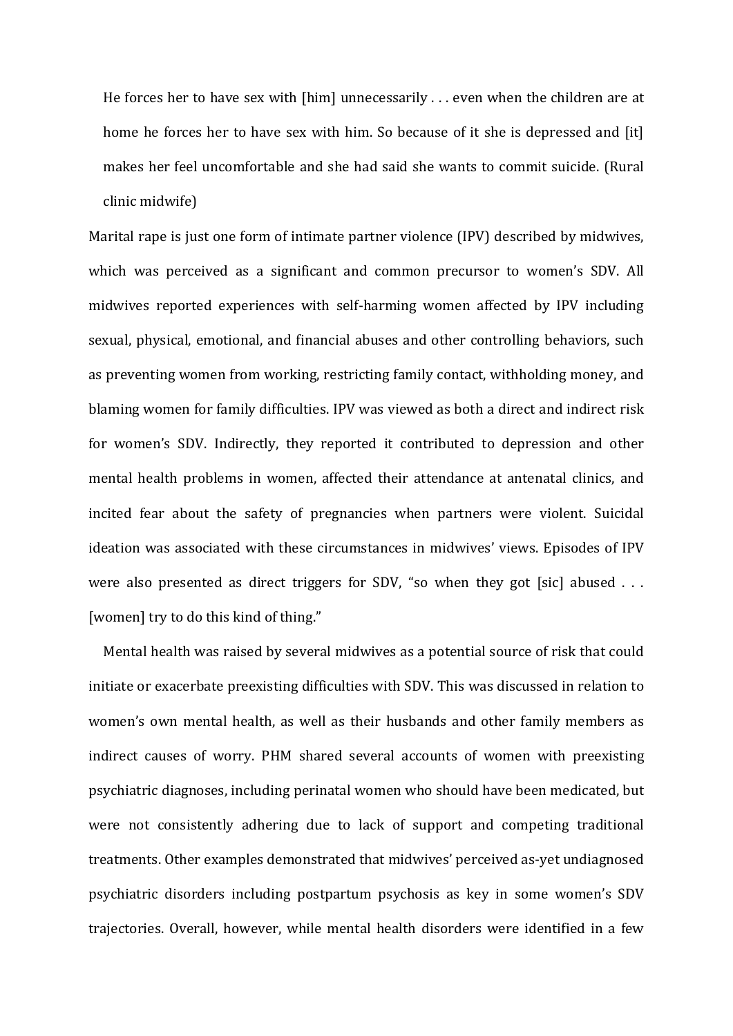> He forces her to have sex with [him] unnecessarily . . . even when the children are at home he forces her to have sex with him. So because of it she is depressed and [it] makes her feel uncomfortable and she had said she wants to commit suicide. (Rural clinic midwife)

Marital rape is just one form of intimate partner violence (IPV) described by midwives, which was perceived as a significant and common precursor to women's SDV. All midwives reported experiences with self-harming women affected by IPV including sexual, physical, emotional, and financial abuses and other controlling behaviors, such as preventing women from working, restricting family contact, withholding money, and blaming women for family difficulties. IPV was viewed as both a direct and indirect risk for women's SDV. Indirectly, they reported it contributed to depression and other mental health problems in women, affected their attendance at antenatal clinics, and incited fear about the safety of pregnancies when partners were violent. Suicidal ideation was associated with these circumstances in midwives' views. Episodes of IPV were also presented as direct triggers for SDV, "so when they got [sic] abused . . . [women] try to do this kind of thing."

Mental health was raised by several midwives as a potential source of risk that could initiate or exacerbate preexisting difficulties with SDV. This was discussed in relation to women's own mental health, as well as their husbands and other family members as indirect causes of worry. PHM shared several accounts of women with preexisting psychiatric diagnoses, including perinatal women who should have been medicated, but were not consistently adhering due to lack of support and competing traditional treatments. Other examples demonstrated that midwives' perceived as-yet undiagnosed psychiatric disorders including postpartum psychosis as key in some women's SDV trajectories. Overall, however, while mental health disorders were identified in a few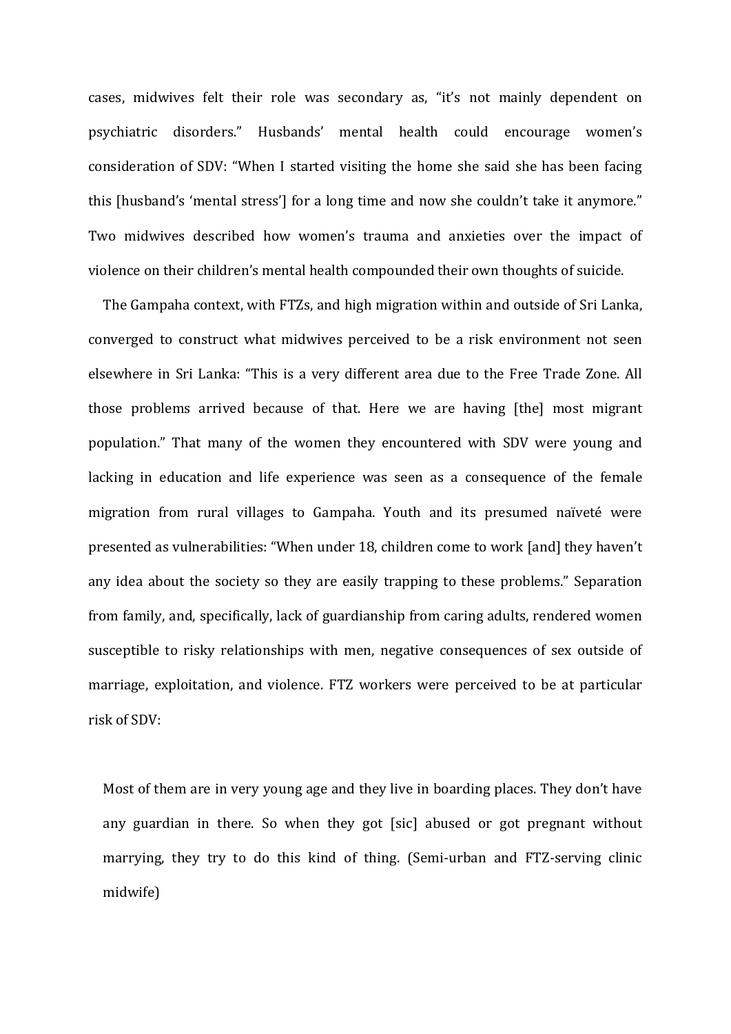cases, midwives felt their role was secondary as, "it's not mainly dependent on psychiatric disorders." Husbands' mental health could encourage women's consideration of SDV: "When I started visiting the home she said she has been facing this [husband's 'mental stress'] for a long time and now she couldn't take it anymore." Two midwives described how women's trauma and anxieties over the impact of violence on their children's mental health compounded their own thoughts of suicide.

The Gampaha context, with FTZs, and high migration within and outside of Sri Lanka, converged to construct what midwives perceived to be a risk environment not seen elsewhere in Sri Lanka: "This is a very different area due to the Free Trade Zone. All those problems arrived because of that. Here we are having [the] most migrant population." That many of the women they encountered with SDV were young and lacking in education and life experience was seen as a consequence of the female migration from rural villages to Gampaha. Youth and its presumed naïveté were presented as vulnerabilities: "When under 18, children come to work [and] they haven't any idea about the society so they are easily trapping to these problems." Separation from family, and, specifically, lack of guardianship from caring adults, rendered women susceptible to risky relationships with men, negative consequences of sex outside of marriage, exploitation, and violence. FTZ workers were perceived to be at particular risk of SDV:

> Most of them are in very young age and they live in boarding places. They don't have any guardian in there. So when they got [sic] abused or got pregnant without marrying, they try to do this kind of thing. (Semi-urban and FTZ-serving clinic midwife)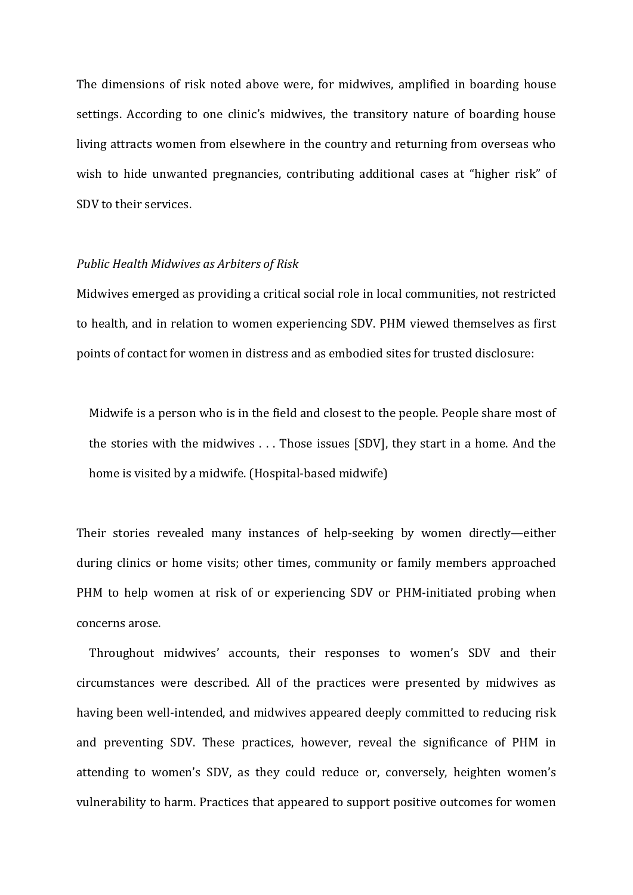The dimensions of risk noted above were, for midwives, amplified in boarding house settings. According to one clinic's midwives, the transitory nature of boarding house living attracts women from elsewhere in the country and returning from overseas who wish to hide unwanted pregnancies, contributing additional cases at "higher risk" of SDV to their services.

*Public Health Midwives as Arbiters of Risk*

Midwives emerged as providing a critical social role in local communities, not restricted to health, and in relation to women experiencing SDV. PHM viewed themselves as first points of contact for women in distress and as embodied sites for trusted disclosure:

> Midwife is a person who is in the field and closest to the people. People share most of the stories with the midwives . . . Those issues [SDV], they start in a home. And the home is visited by a midwife. (Hospital-based midwife)

Their stories revealed many instances of help-seeking by women directly—either during clinics or home visits; other times, community or family members approached PHM to help women at risk of or experiencing SDV or PHM-initiated probing when concerns arose.

Throughout midwives' accounts, their responses to women's SDV and their circumstances were described. All of the practices were presented by midwives as having been well-intended, and midwives appeared deeply committed to reducing risk and preventing SDV. These practices, however, reveal the significance of PHM in attending to women's SDV, as they could reduce or, conversely, heighten women's vulnerability to harm. Practices that appeared to support positive outcomes for women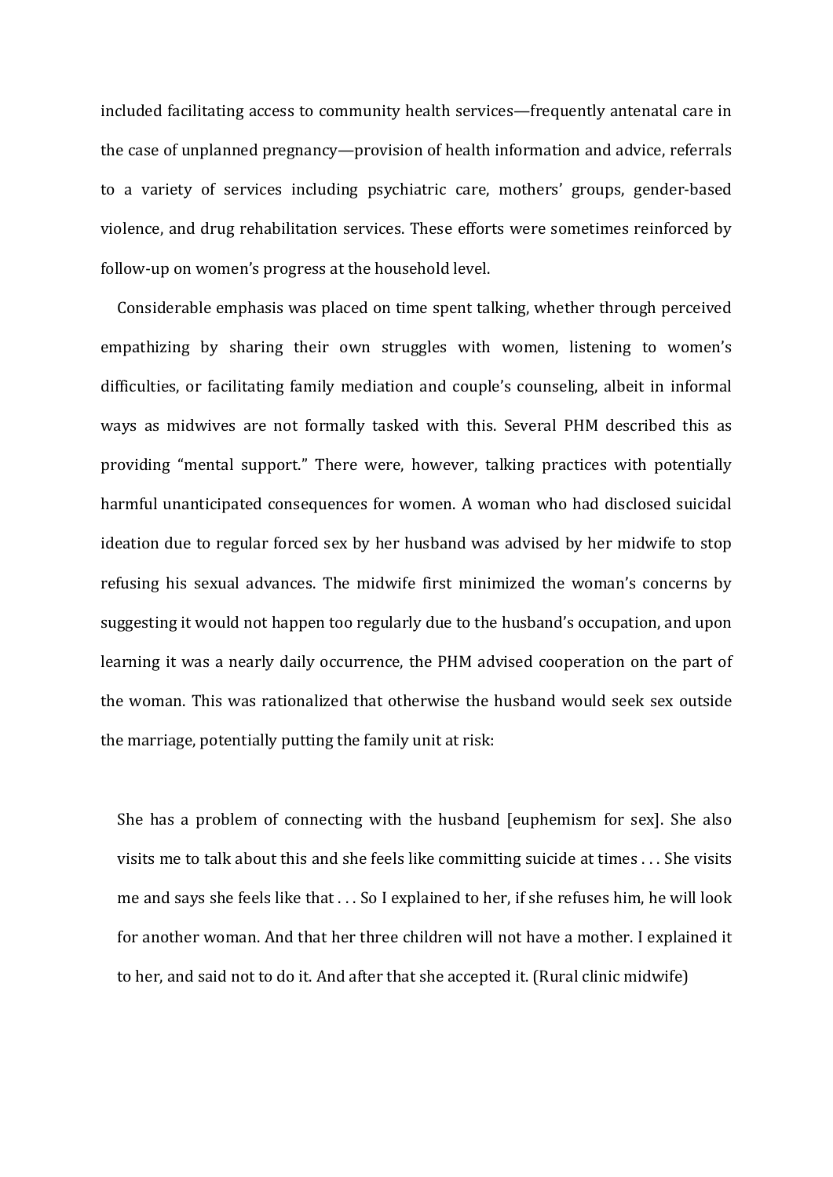included facilitating access to community health services—frequently antenatal care in the case of unplanned pregnancy—provision of health information and advice, referrals to a variety of services including psychiatric care, mothers' groups, gender-based violence, and drug rehabilitation services. These efforts were sometimes reinforced by follow-up on women's progress at the household level.

Considerable emphasis was placed on time spent talking, whether through perceived empathizing by sharing their own struggles with women, listening to women's difficulties, or facilitating family mediation and couple's counseling, albeit in informal ways as midwives are not formally tasked with this. Several PHM described this as providing "mental support." There were, however, talking practices with potentially harmful unanticipated consequences for women. A woman who had disclosed suicidal ideation due to regular forced sex by her husband was advised by her midwife to stop refusing his sexual advances. The midwife first minimized the woman's concerns by suggesting it would not happen too regularly due to the husband's occupation, and upon learning it was a nearly daily occurrence, the PHM advised cooperation on the part of the woman. This was rationalized that otherwise the husband would seek sex outside the marriage, potentially putting the family unit at risk:

> She has a problem of connecting with the husband [euphemism for sex]. She also visits me to talk about this and she feels like committing suicide at times . . . She visits me and says she feels like that . . . So I explained to her, if she refuses him, he will look for another woman. And that her three children will not have a mother. I explained it to her, and said not to do it. And after that she accepted it. (Rural clinic midwife)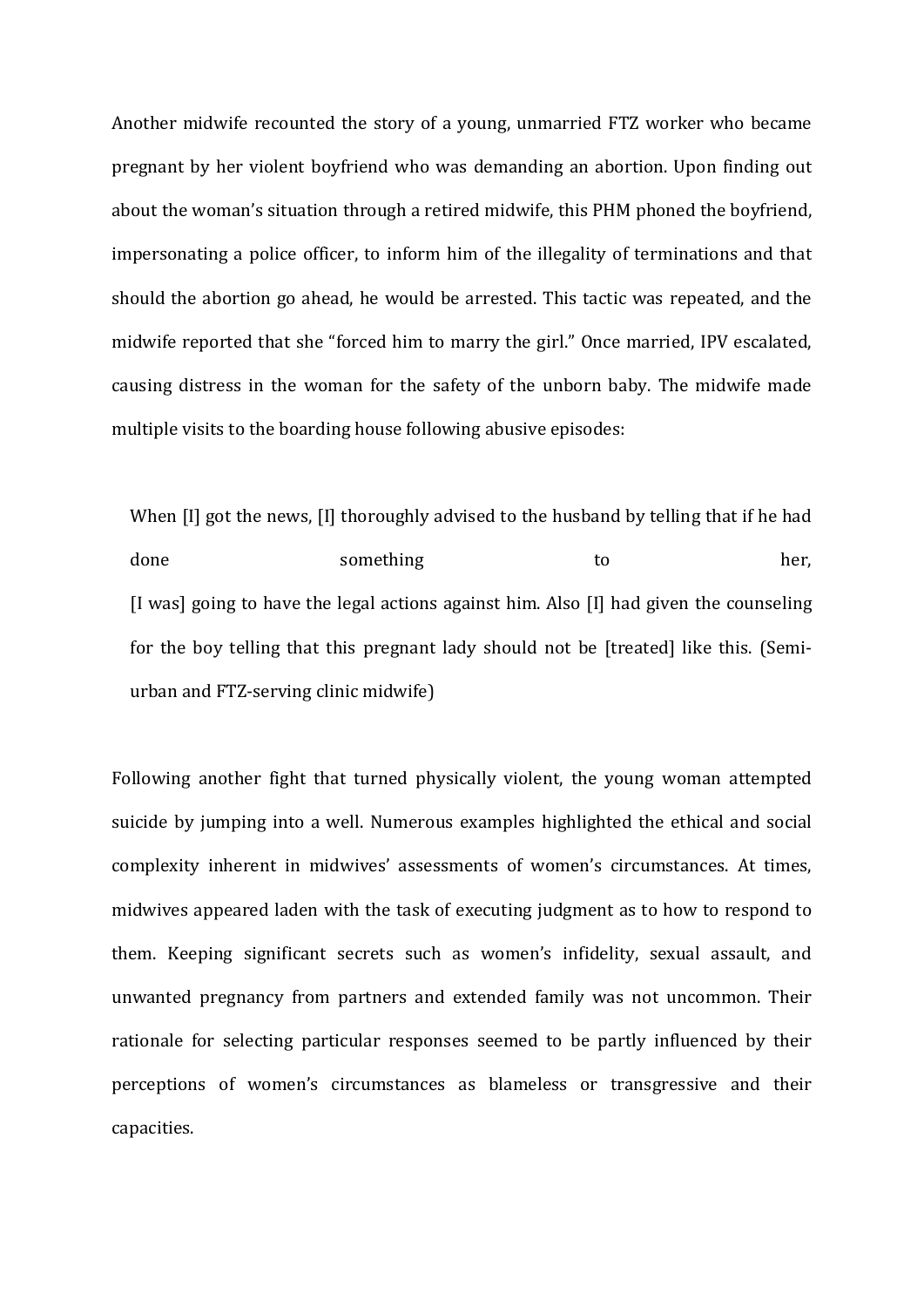Another midwife recounted the story of a young, unmarried FTZ worker who became pregnant by her violent boyfriend who was demanding an abortion. Upon finding out about the woman's situation through a retired midwife, this PHM phoned the boyfriend, impersonating a police officer, to inform him of the illegality of terminations and that should the abortion go ahead, he would be arrested. This tactic was repeated, and the midwife reported that she "forced him to marry the girl." Once married, IPV escalated, causing distress in the woman for the safety of the unborn baby. The midwife made multiple visits to the boarding house following abusive episodes:

> When [I] got the news, [I] thoroughly advised to the husband by telling that if he had done something to her, [I was] going to have the legal actions against him. Also [I] had given the counseling for the boy telling that this pregnant lady should not be [treated] like this. (Semi-urban and FTZ-serving clinic midwife)

Following another fight that turned physically violent, the young woman attempted suicide by jumping into a well. Numerous examples highlighted the ethical and social complexity inherent in midwives' assessments of women's circumstances. At times, midwives appeared laden with the task of executing judgment as to how to respond to them. Keeping significant secrets such as women's infidelity, sexual assault, and unwanted pregnancy from partners and extended family was not uncommon. Their rationale for selecting particular responses seemed to be partly influenced by their perceptions of women's circumstances as blameless or transgressive and their capacities.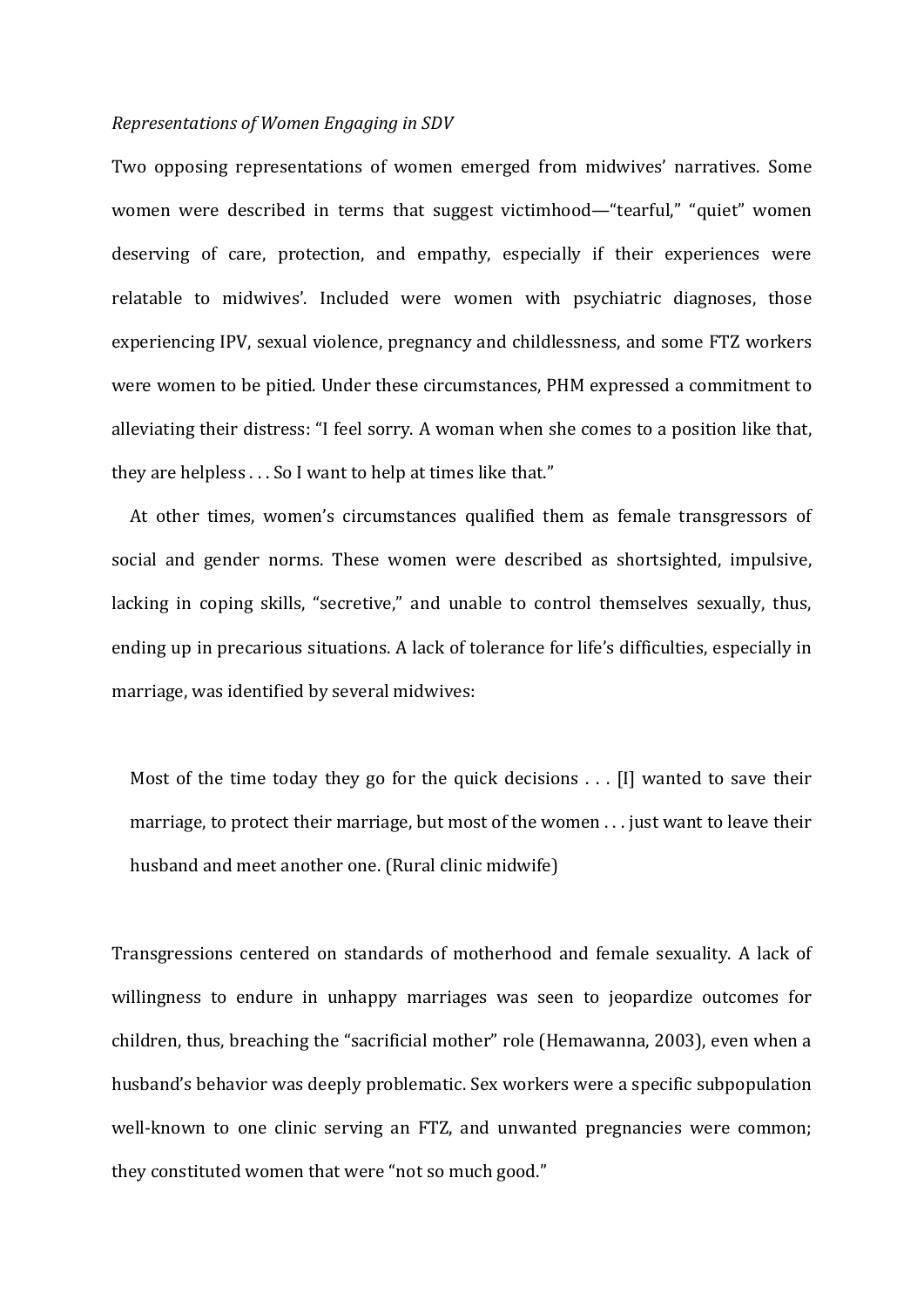*Representations of Women Engaging in SDV*

Two opposing representations of women emerged from midwives' narratives. Some women were described in terms that suggest victimhood—"tearful," "quiet" women deserving of care, protection, and empathy, especially if their experiences were relatable to midwives'. Included were women with psychiatric diagnoses, those experiencing IPV, sexual violence, pregnancy and childlessness, and some FTZ workers were women to be pitied. Under these circumstances, PHM expressed a commitment to alleviating their distress: "I feel sorry. A woman when she comes to a position like that, they are helpless . . . So I want to help at times like that."

At other times, women's circumstances qualified them as female transgressors of social and gender norms. These women were described as shortsighted, impulsive, lacking in coping skills, "secretive," and unable to control themselves sexually, thus, ending up in precarious situations. A lack of tolerance for life's difficulties, especially in marriage, was identified by several midwives:

> Most of the time today they go for the quick decisions . . . [I] wanted to save their marriage, to protect their marriage, but most of the women . . . just want to leave their husband and meet another one. (Rural clinic midwife)

Transgressions centered on standards of motherhood and female sexuality. A lack of willingness to endure in unhappy marriages was seen to jeopardize outcomes for children, thus, breaching the "sacrificial mother" role (Hemawanna, 2003), even when a husband's behavior was deeply problematic. Sex workers were a specific subpopulation well-known to one clinic serving an FTZ, and unwanted pregnancies were common; they constituted women that were "not so much good."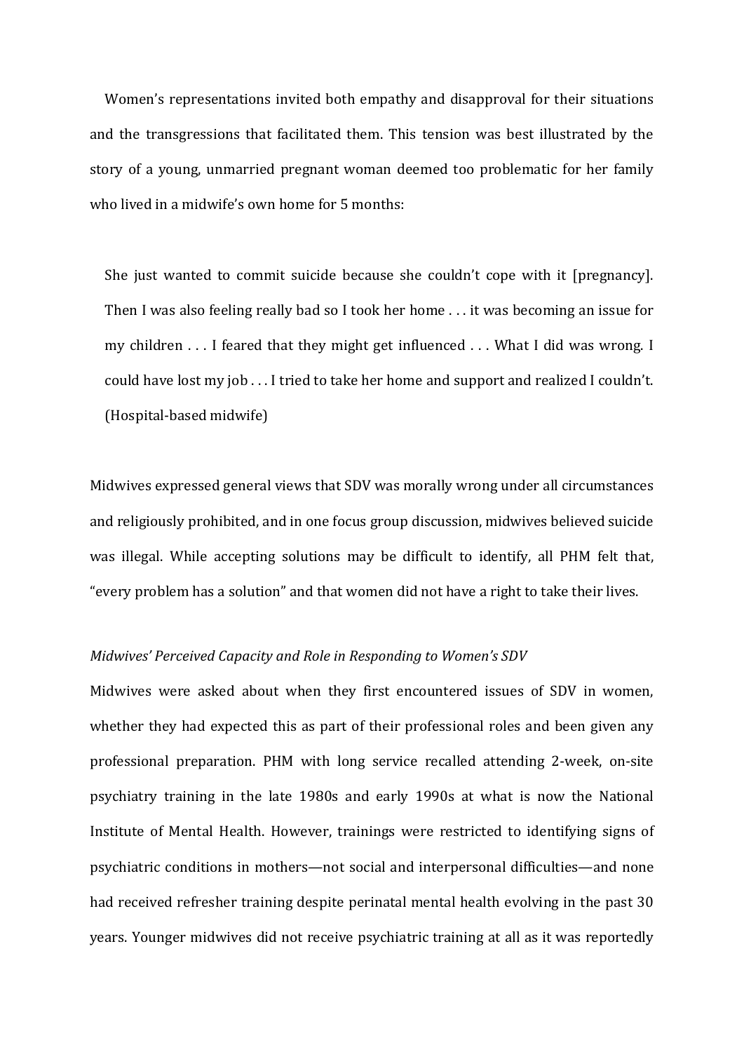Women's representations invited both empathy and disapproval for their situations and the transgressions that facilitated them. This tension was best illustrated by the story of a young, unmarried pregnant woman deemed too problematic for her family who lived in a midwife's own home for 5 months:

> She just wanted to commit suicide because she couldn't cope with it [pregnancy]. Then I was also feeling really bad so I took her home . . . it was becoming an issue for my children . . . I feared that they might get influenced . . . What I did was wrong. I could have lost my job . . . I tried to take her home and support and realized I couldn't. (Hospital-based midwife)

Midwives expressed general views that SDV was morally wrong under all circumstances and religiously prohibited, and in one focus group discussion, midwives believed suicide was illegal. While accepting solutions may be difficult to identify, all PHM felt that, "every problem has a solution" and that women did not have a right to take their lives.

*Midwives' Perceived Capacity and Role in Responding to Women's SDV*

Midwives were asked about when they first encountered issues of SDV in women, whether they had expected this as part of their professional roles and been given any professional preparation. PHM with long service recalled attending 2-week, on-site psychiatry training in the late 1980s and early 1990s at what is now the National Institute of Mental Health. However, trainings were restricted to identifying signs of psychiatric conditions in mothers—not social and interpersonal difficulties—and none had received refresher training despite perinatal mental health evolving in the past 30 years. Younger midwives did not receive psychiatric training at all as it was reportedly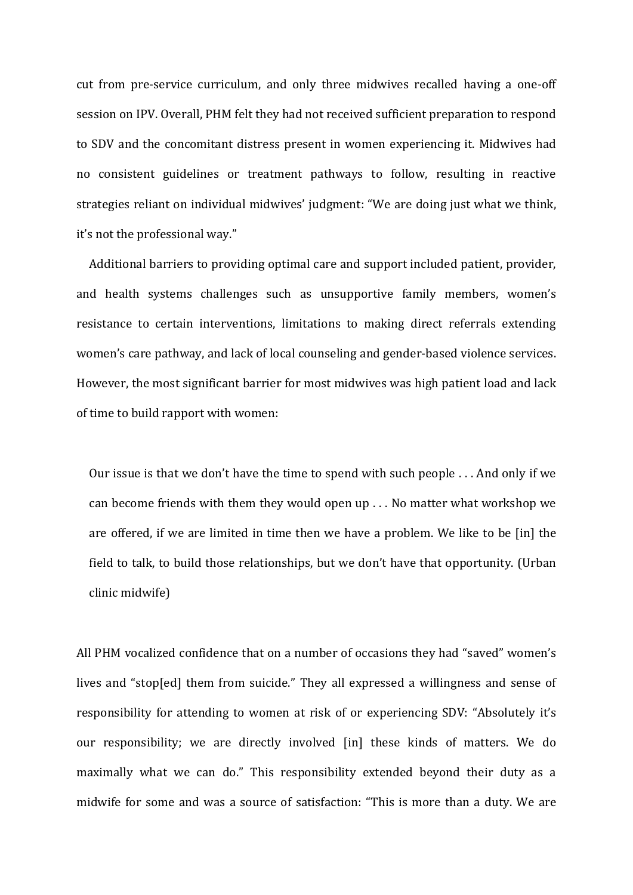cut from pre-service curriculum, and only three midwives recalled having a one-off session on IPV. Overall, PHM felt they had not received sufficient preparation to respond to SDV and the concomitant distress present in women experiencing it. Midwives had no consistent guidelines or treatment pathways to follow, resulting in reactive strategies reliant on individual midwives' judgment: "We are doing just what we think, it's not the professional way."

Additional barriers to providing optimal care and support included patient, provider, and health systems challenges such as unsupportive family members, women's resistance to certain interventions, limitations to making direct referrals extending women's care pathway, and lack of local counseling and gender-based violence services. However, the most significant barrier for most midwives was high patient load and lack of time to build rapport with women:

> Our issue is that we don't have the time to spend with such people . . . And only if we can become friends with them they would open up . . . No matter what workshop we are offered, if we are limited in time then we have a problem. We like to be [in] the field to talk, to build those relationships, but we don't have that opportunity. (Urban clinic midwife)

All PHM vocalized confidence that on a number of occasions they had "saved" women's lives and "stop[ed] them from suicide." They all expressed a willingness and sense of responsibility for attending to women at risk of or experiencing SDV: "Absolutely it's our responsibility; we are directly involved [in] these kinds of matters. We do maximally what we can do." This responsibility extended beyond their duty as a midwife for some and was a source of satisfaction: "This is more than a duty. We are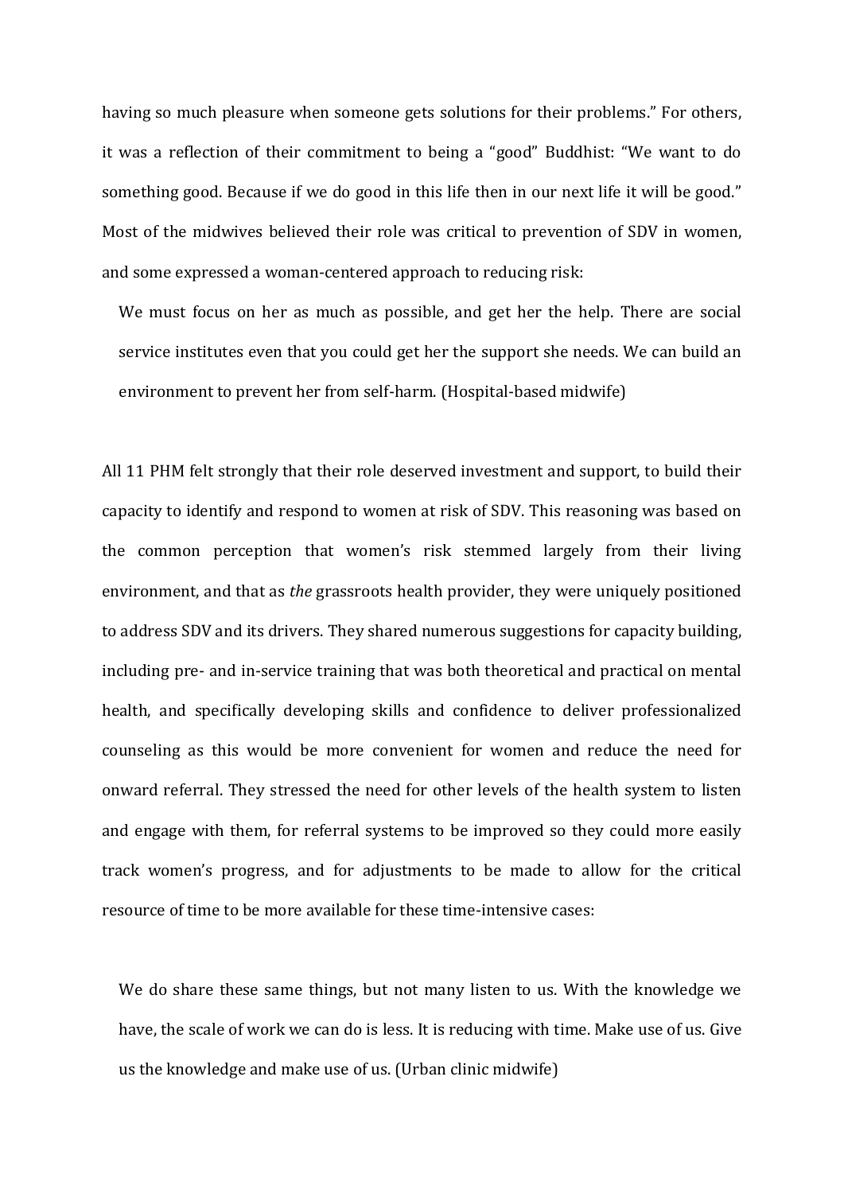having so much pleasure when someone gets solutions for their problems." For others, it was a reflection of their commitment to being a "good" Buddhist: "We want to do something good. Because if we do good in this life then in our next life it will be good." Most of the midwives believed their role was critical to prevention of SDV in women, and some expressed a woman-centered approach to reducing risk:

> We must focus on her as much as possible, and get her the help. There are social service institutes even that you could get her the support she needs. We can build an environment to prevent her from self-harm. (Hospital-based midwife)

All 11 PHM felt strongly that their role deserved investment and support, to build their capacity to identify and respond to women at risk of SDV. This reasoning was based on the common perception that women's risk stemmed largely from their living environment, and that as *the* grassroots health provider, they were uniquely positioned to address SDV and its drivers. They shared numerous suggestions for capacity building, including pre- and in-service training that was both theoretical and practical on mental health, and specifically developing skills and confidence to deliver professionalized counseling as this would be more convenient for women and reduce the need for onward referral. They stressed the need for other levels of the health system to listen and engage with them, for referral systems to be improved so they could more easily track women's progress, and for adjustments to be made to allow for the critical resource of time to be more available for these time-intensive cases:

> We do share these same things, but not many listen to us. With the knowledge we have, the scale of work we can do is less. It is reducing with time. Make use of us. Give us the knowledge and make use of us. (Urban clinic midwife)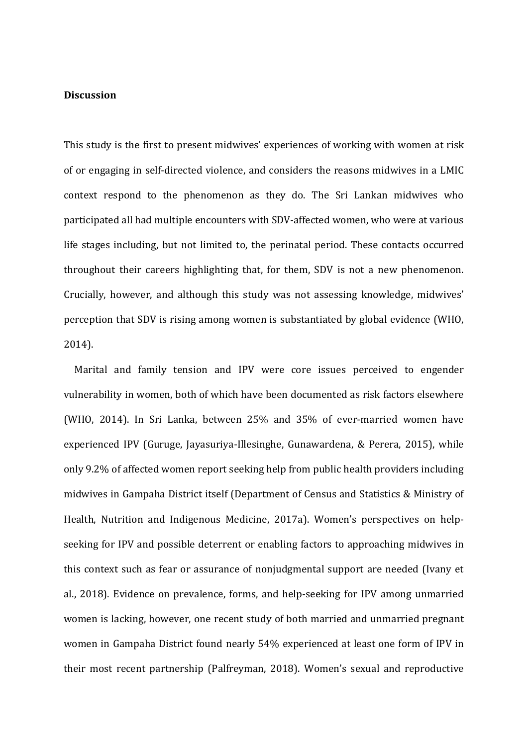**Discussion**

This study is the first to present midwives' experiences of working with women at risk of or engaging in self-directed violence, and considers the reasons midwives in a LMIC context respond to the phenomenon as they do. The Sri Lankan midwives who participated all had multiple encounters with SDV-affected women, who were at various life stages including, but not limited to, the perinatal period. These contacts occurred throughout their careers highlighting that, for them, SDV is not a new phenomenon. Crucially, however, and although this study was not assessing knowledge, midwives' perception that SDV is rising among women is substantiated by global evidence (WHO, 2014).

Marital and family tension and IPV were core issues perceived to engender vulnerability in women, both of which have been documented as risk factors elsewhere (WHO, 2014). In Sri Lanka, between 25% and 35% of ever-married women have experienced IPV (Guruge, Jayasuriya-Illesinghe, Gunawardena, & Perera, 2015), while only 9.2% of affected women report seeking help from public health providers including midwives in Gampaha District itself (Department of Census and Statistics & Ministry of Health, Nutrition and Indigenous Medicine, 2017a). Women's perspectives on help-seeking for IPV and possible deterrent or enabling factors to approaching midwives in this context such as fear or assurance of nonjudgmental support are needed (Ivany et al., 2018). Evidence on prevalence, forms, and help-seeking for IPV among unmarried women is lacking, however, one recent study of both married and unmarried pregnant women in Gampaha District found nearly 54% experienced at least one form of IPV in their most recent partnership (Palfreyman, 2018). Women's sexual and reproductive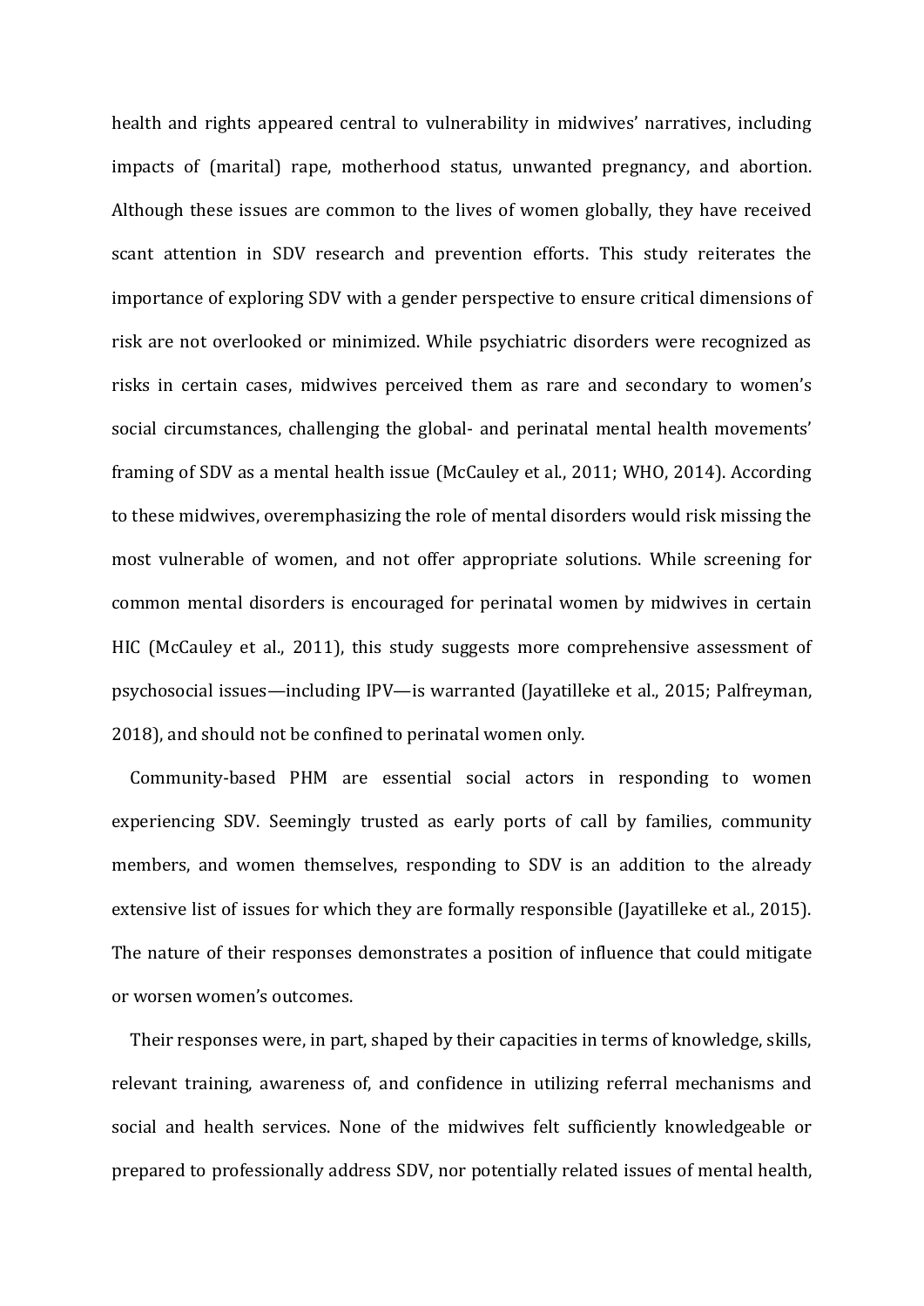health and rights appeared central to vulnerability in midwives' narratives, including impacts of (marital) rape, motherhood status, unwanted pregnancy, and abortion. Although these issues are common to the lives of women globally, they have received scant attention in SDV research and prevention efforts. This study reiterates the importance of exploring SDV with a gender perspective to ensure critical dimensions of risk are not overlooked or minimized. While psychiatric disorders were recognized as risks in certain cases, midwives perceived them as rare and secondary to women's social circumstances, challenging the global- and perinatal mental health movements' framing of SDV as a mental health issue (McCauley et al., 2011; WHO, 2014). According to these midwives, overemphasizing the role of mental disorders would risk missing the most vulnerable of women, and not offer appropriate solutions. While screening for common mental disorders is encouraged for perinatal women by midwives in certain HIC (McCauley et al., 2011), this study suggests more comprehensive assessment of psychosocial issues—including IPV—is warranted (Jayatilleke et al., 2015; Palfreyman, 2018), and should not be confined to perinatal women only.

Community-based PHM are essential social actors in responding to women experiencing SDV. Seemingly trusted as early ports of call by families, community members, and women themselves, responding to SDV is an addition to the already extensive list of issues for which they are formally responsible (Jayatilleke et al., 2015). The nature of their responses demonstrates a position of influence that could mitigate or worsen women's outcomes.

Their responses were, in part, shaped by their capacities in terms of knowledge, skills, relevant training, awareness of, and confidence in utilizing referral mechanisms and social and health services. None of the midwives felt sufficiently knowledgeable or prepared to professionally address SDV, nor potentially related issues of mental health,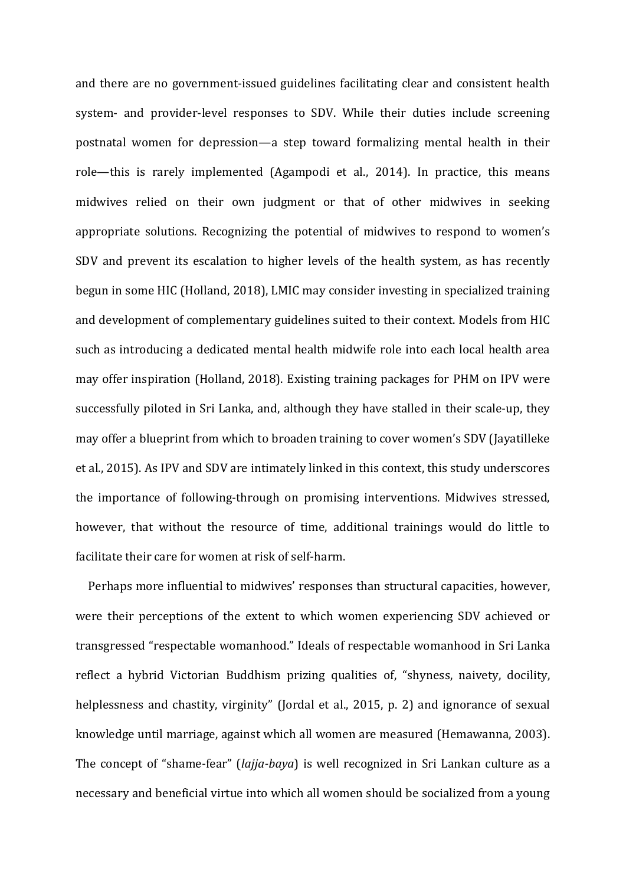and there are no government-issued guidelines facilitating clear and consistent health system- and provider-level responses to SDV. While their duties include screening postnatal women for depression—a step toward formalizing mental health in their role—this is rarely implemented (Agampodi et al., 2014). In practice, this means midwives relied on their own judgment or that of other midwives in seeking appropriate solutions. Recognizing the potential of midwives to respond to women's SDV and prevent its escalation to higher levels of the health system, as has recently begun in some HIC (Holland, 2018), LMIC may consider investing in specialized training and development of complementary guidelines suited to their context. Models from HIC such as introducing a dedicated mental health midwife role into each local health area may offer inspiration (Holland, 2018). Existing training packages for PHM on IPV were successfully piloted in Sri Lanka, and, although they have stalled in their scale-up, they may offer a blueprint from which to broaden training to cover women's SDV (Jayatilleke et al., 2015). As IPV and SDV are intimately linked in this context, this study underscores the importance of following-through on promising interventions. Midwives stressed, however, that without the resource of time, additional trainings would do little to facilitate their care for women at risk of self-harm.

Perhaps more influential to midwives' responses than structural capacities, however, were their perceptions of the extent to which women experiencing SDV achieved or transgressed "respectable womanhood." Ideals of respectable womanhood in Sri Lanka reflect a hybrid Victorian Buddhism prizing qualities of, "shyness, naivety, docility, helplessness and chastity, virginity" (Jordal et al., 2015, p. 2) and ignorance of sexual knowledge until marriage, against which all women are measured (Hemawanna, 2003). The concept of "shame-fear" (*lajja-baya*) is well recognized in Sri Lankan culture as a necessary and beneficial virtue into which all women should be socialized from a young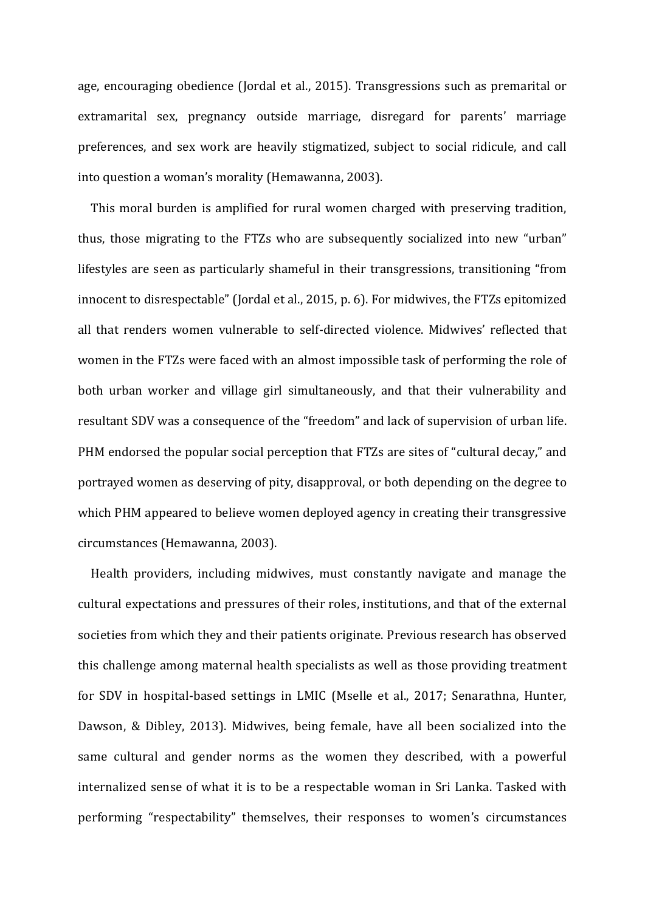age, encouraging obedience (Jordal et al., 2015). Transgressions such as premarital or extramarital sex, pregnancy outside marriage, disregard for parents' marriage preferences, and sex work are heavily stigmatized, subject to social ridicule, and call into question a woman's morality (Hemawanna, 2003).

This moral burden is amplified for rural women charged with preserving tradition, thus, those migrating to the FTZs who are subsequently socialized into new "urban" lifestyles are seen as particularly shameful in their transgressions, transitioning "from innocent to disrespectable" (Jordal et al., 2015, p. 6). For midwives, the FTZs epitomized all that renders women vulnerable to self-directed violence. Midwives' reflected that women in the FTZs were faced with an almost impossible task of performing the role of both urban worker and village girl simultaneously, and that their vulnerability and resultant SDV was a consequence of the "freedom" and lack of supervision of urban life. PHM endorsed the popular social perception that FTZs are sites of "cultural decay," and portrayed women as deserving of pity, disapproval, or both depending on the degree to which PHM appeared to believe women deployed agency in creating their transgressive circumstances (Hemawanna, 2003).

Health providers, including midwives, must constantly navigate and manage the cultural expectations and pressures of their roles, institutions, and that of the external societies from which they and their patients originate. Previous research has observed this challenge among maternal health specialists as well as those providing treatment for SDV in hospital-based settings in LMIC (Mselle et al., 2017; Senarathna, Hunter, Dawson, & Dibley, 2013). Midwives, being female, have all been socialized into the same cultural and gender norms as the women they described, with a powerful internalized sense of what it is to be a respectable woman in Sri Lanka. Tasked with performing "respectability" themselves, their responses to women's circumstances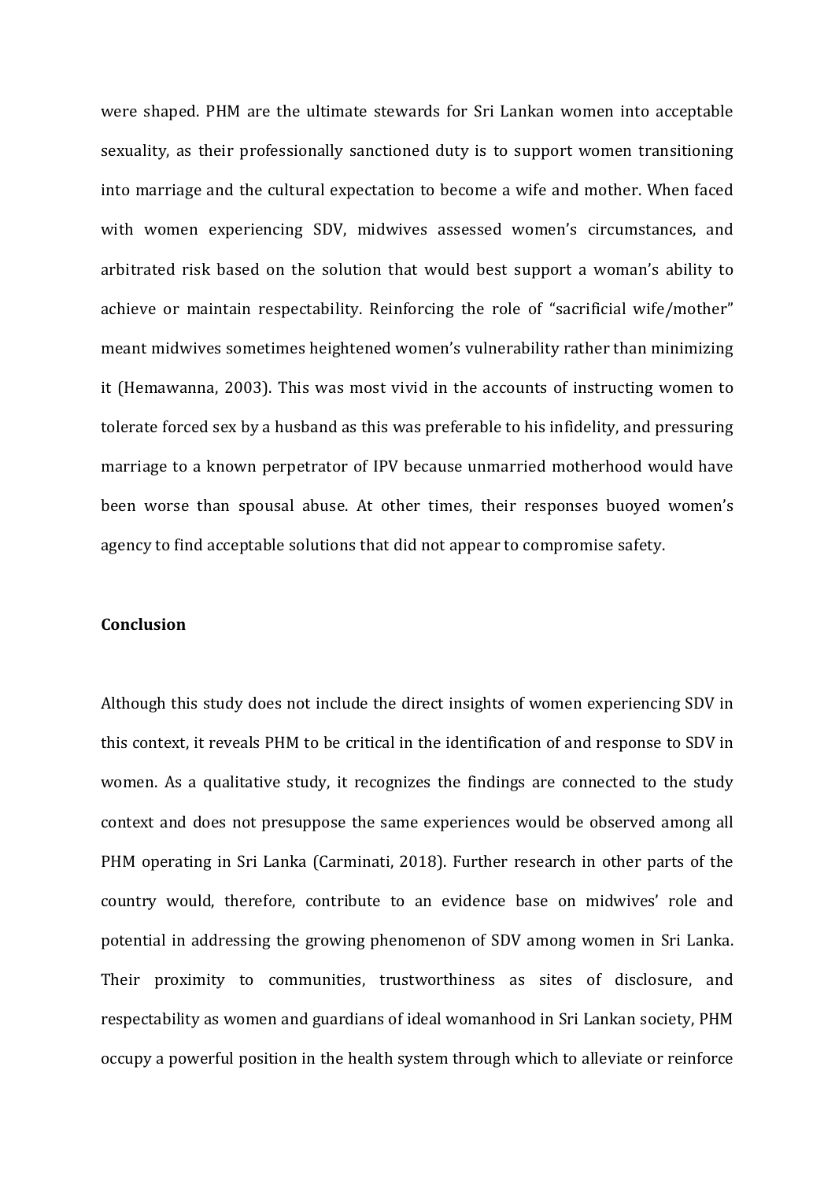were shaped. PHM are the ultimate stewards for Sri Lankan women into acceptable sexuality, as their professionally sanctioned duty is to support women transitioning into marriage and the cultural expectation to become a wife and mother. When faced with women experiencing SDV, midwives assessed women's circumstances, and arbitrated risk based on the solution that would best support a woman's ability to achieve or maintain respectability. Reinforcing the role of "sacrificial wife/mother" meant midwives sometimes heightened women's vulnerability rather than minimizing it (Hemawanna, 2003). This was most vivid in the accounts of instructing women to tolerate forced sex by a husband as this was preferable to his infidelity, and pressuring marriage to a known perpetrator of IPV because unmarried motherhood would have been worse than spousal abuse. At other times, their responses buoyed women's agency to find acceptable solutions that did not appear to compromise safety.

## Conclusion

Although this study does not include the direct insights of women experiencing SDV in this context, it reveals PHM to be critical in the identification of and response to SDV in women. As a qualitative study, it recognizes the findings are connected to the study context and does not presuppose the same experiences would be observed among all PHM operating in Sri Lanka (Carminati, 2018). Further research in other parts of the country would, therefore, contribute to an evidence base on midwives' role and potential in addressing the growing phenomenon of SDV among women in Sri Lanka. Their proximity to communities, trustworthiness as sites of disclosure, and respectability as women and guardians of ideal womanhood in Sri Lankan society, PHM occupy a powerful position in the health system through which to alleviate or reinforce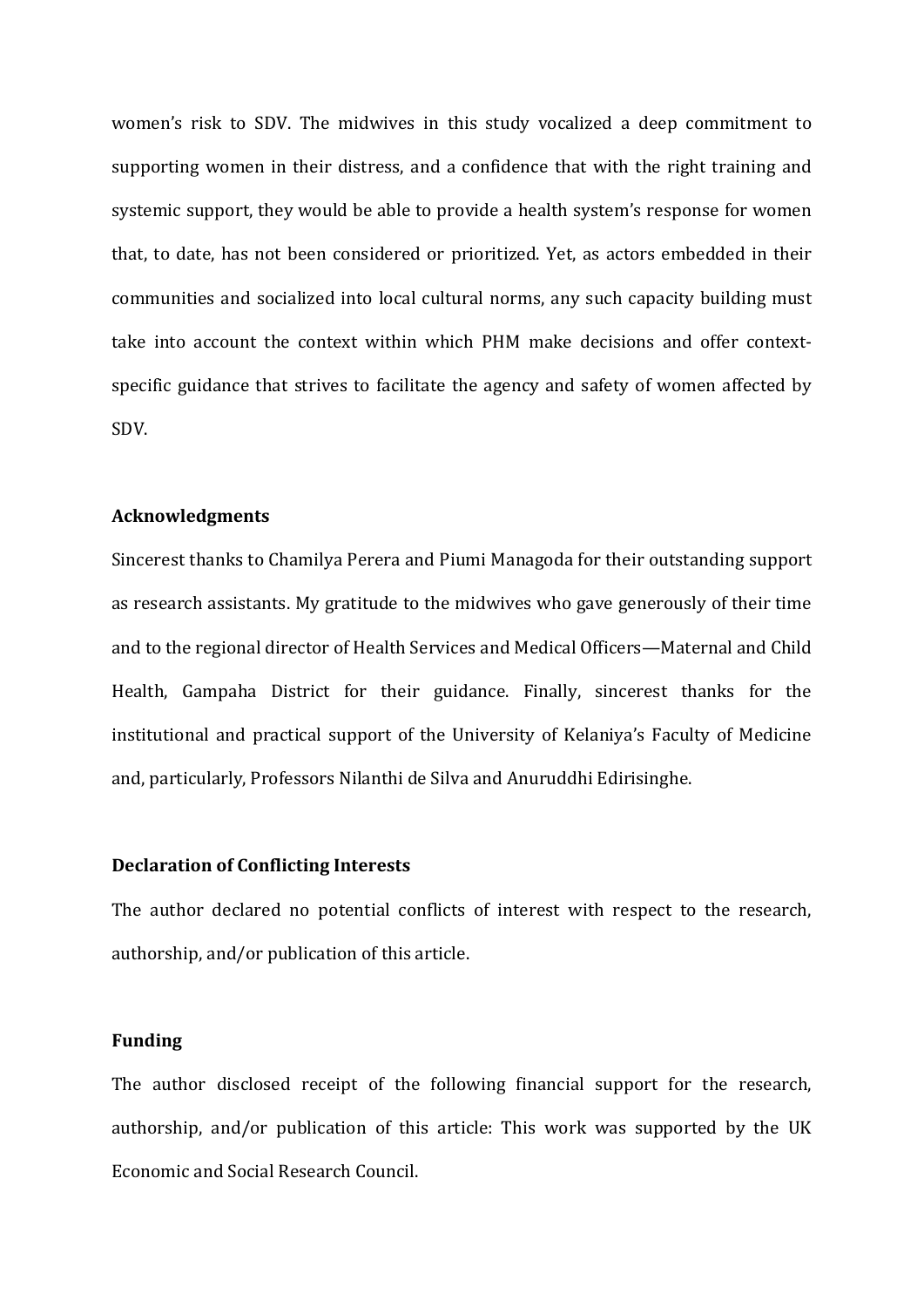women's risk to SDV. The midwives in this study vocalized a deep commitment to supporting women in their distress, and a confidence that with the right training and systemic support, they would be able to provide a health system's response for women that, to date, has not been considered or prioritized. Yet, as actors embedded in their communities and socialized into local cultural norms, any such capacity building must take into account the context within which PHM make decisions and offer context-specific guidance that strives to facilitate the agency and safety of women affected by SDV.

**Acknowledgments**

Sincerest thanks to Chamilya Perera and Piumi Managoda for their outstanding support as research assistants. My gratitude to the midwives who gave generously of their time and to the regional director of Health Services and Medical Officers—Maternal and Child Health, Gampaha District for their guidance. Finally, sincerest thanks for the institutional and practical support of the University of Kelaniya's Faculty of Medicine and, particularly, Professors Nilanthi de Silva and Anuruddhi Edirisinghe.

**Declaration of Conflicting Interests**

The author declared no potential conflicts of interest with respect to the research, authorship, and/or publication of this article.

**Funding**

The author disclosed receipt of the following financial support for the research, authorship, and/or publication of this article: This work was supported by the UK Economic and Social Research Council.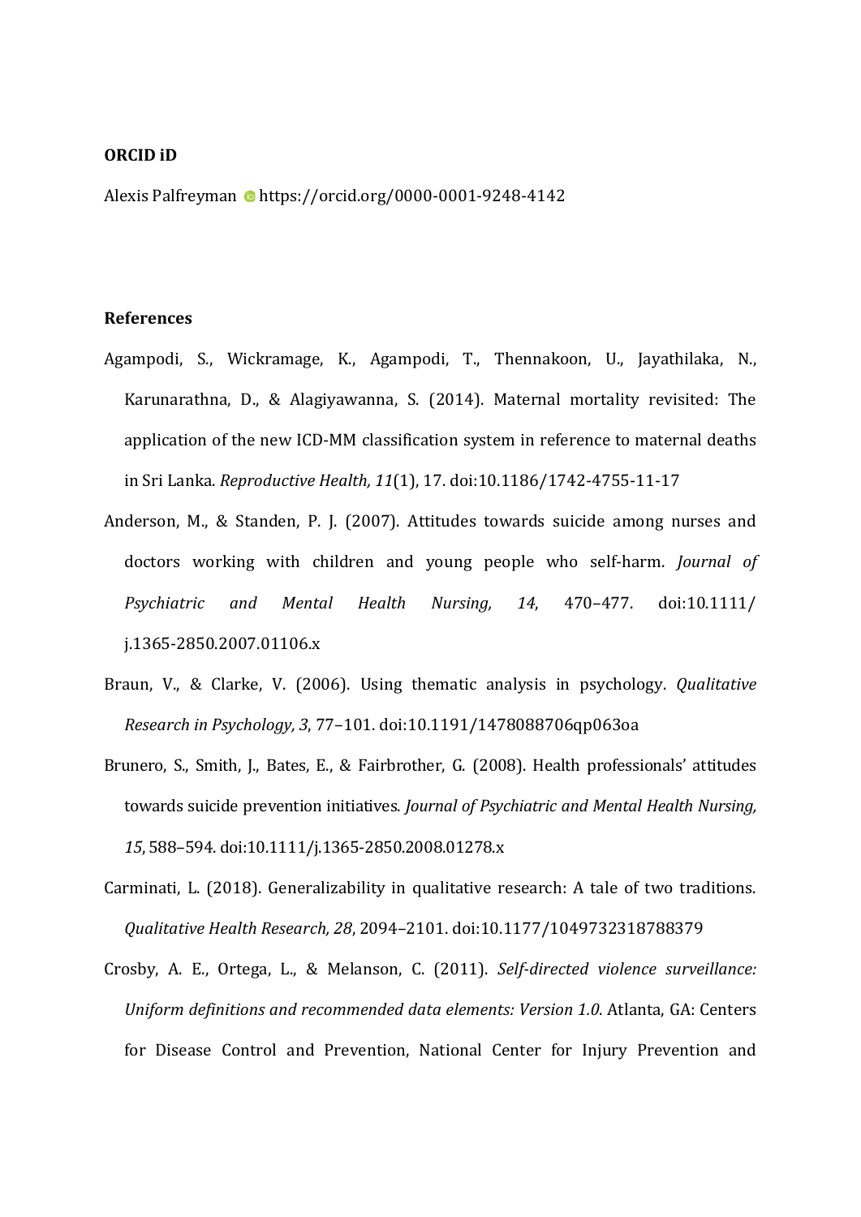**ORCID iD**

Alexis Palfreyman https://orcid.org/0000-0001-9248-4142

**References**

Agampodi, S., Wickramage, K., Agampodi, T., Thennakoon, U., Jayathilaka, N., Karunarathna, D., & Alagiyawanna, S. (2014). Maternal mortality revisited: The application of the new ICD-MM classification system in reference to maternal deaths in Sri Lanka. *Reproductive Health, 11*(1), 17. doi:10.1186/1742-4755-11-17

Anderson, M., & Standen, P. J. (2007). Attitudes towards suicide among nurses and doctors working with children and young people who self-harm. *Journal of Psychiatric and Mental Health Nursing, 14*, 470–477. doi:10.1111/j.1365-2850.2007.01106.x

Braun, V., & Clarke, V. (2006). Using thematic analysis in psychology. *Qualitative Research in Psychology, 3*, 77–101. doi:10.1191/1478088706qp063oa

Brunero, S., Smith, J., Bates, E., & Fairbrother, G. (2008). Health professionals' attitudes towards suicide prevention initiatives. *Journal of Psychiatric and Mental Health Nursing, 15*, 588–594. doi:10.1111/j.1365-2850.2008.01278.x

Carminati, L. (2018). Generalizability in qualitative research: A tale of two traditions. *Qualitative Health Research, 28*, 2094–2101. doi:10.1177/1049732318788379

Crosby, A. E., Ortega, L., & Melanson, C. (2011). *Self-directed violence surveillance: Uniform definitions and recommended data elements: Version 1.0*. Atlanta, GA: Centers for Disease Control and Prevention, National Center for Injury Prevention and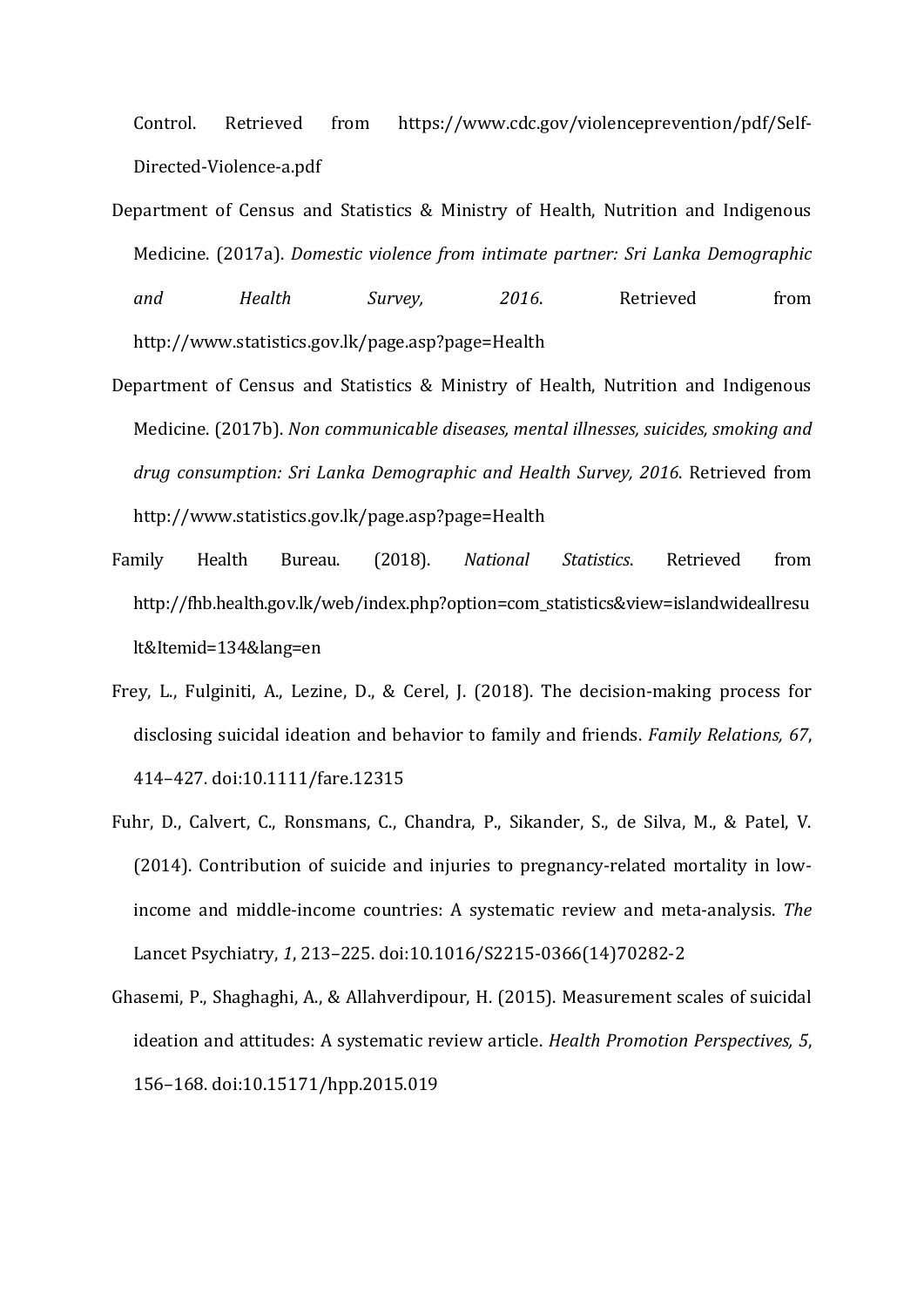Control. Retrieved from https://www.cdc.gov/violenceprevention/pdf/Self-Directed-Violence-a.pdf

Department of Census and Statistics & Ministry of Health, Nutrition and Indigenous Medicine. (2017a). *Domestic violence from intimate partner: Sri Lanka Demographic and Health Survey, 2016*. Retrieved from http://www.statistics.gov.lk/page.asp?page=Health

Department of Census and Statistics & Ministry of Health, Nutrition and Indigenous Medicine. (2017b). *Non communicable diseases, mental illnesses, suicides, smoking and drug consumption: Sri Lanka Demographic and Health Survey, 2016*. Retrieved from http://www.statistics.gov.lk/page.asp?page=Health

Family Health Bureau. (2018). *National Statistics*. Retrieved from http://fhb.health.gov.lk/web/index.php?option=com_statistics&view=islandwideallresult&Itemid=134&lang=en

Frey, L., Fulginiti, A., Lezine, D., & Cerel, J. (2018). The decision-making process for disclosing suicidal ideation and behavior to family and friends. *Family Relations, 67*, 414–427. doi:10.1111/fare.12315

Fuhr, D., Calvert, C., Ronsmans, C., Chandra, P., Sikander, S., de Silva, M., & Patel, V. (2014). Contribution of suicide and injuries to pregnancy-related mortality in low-income and middle-income countries: A systematic review and meta-analysis. *The* Lancet Psychiatry, *1*, 213–225. doi:10.1016/S2215-0366(14)70282-2

Ghasemi, P., Shaghaghi, A., & Allahverdipour, H. (2015). Measurement scales of suicidal ideation and attitudes: A systematic review article. *Health Promotion Perspectives, 5*, 156–168. doi:10.15171/hpp.2015.019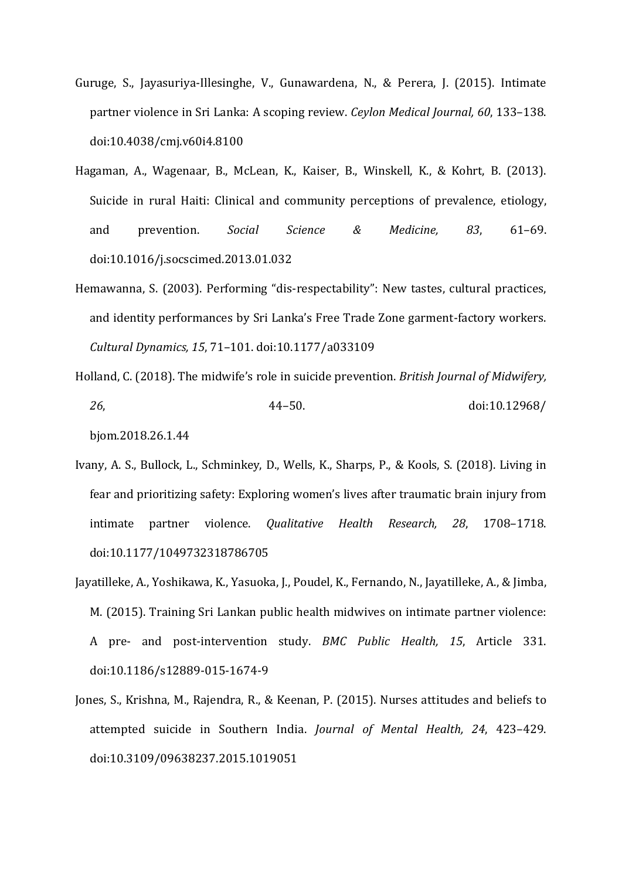Guruge, S., Jayasuriya-Illesinghe, V., Gunawardena, N., & Perera, J. (2015). Intimate partner violence in Sri Lanka: A scoping review. *Ceylon Medical Journal, 60*, 133–138. doi:10.4038/cmj.v60i4.8100

Hagaman, A., Wagenaar, B., McLean, K., Kaiser, B., Winskell, K., & Kohrt, B. (2013). Suicide in rural Haiti: Clinical and community perceptions of prevalence, etiology, and prevention. *Social Science & Medicine, 83*, 61–69. doi:10.1016/j.socscimed.2013.01.032

Hemawanna, S. (2003). Performing "dis-respectability": New tastes, cultural practices, and identity performances by Sri Lanka's Free Trade Zone garment-factory workers. *Cultural Dynamics, 15*, 71–101. doi:10.1177/a033109

Holland, C. (2018). The midwife's role in suicide prevention. *British Journal of Midwifery, 26*, 44–50. doi:10.12968/bjom.2018.26.1.44

Ivany, A. S., Bullock, L., Schminkey, D., Wells, K., Sharps, P., & Kools, S. (2018). Living in fear and prioritizing safety: Exploring women's lives after traumatic brain injury from intimate partner violence. *Qualitative Health Research, 28*, 1708–1718. doi:10.1177/1049732318786705

Jayatilleke, A., Yoshikawa, K., Yasuoka, J., Poudel, K., Fernando, N., Jayatilleke, A., & Jimba, M. (2015). Training Sri Lankan public health midwives on intimate partner violence: A pre- and post-intervention study. *BMC Public Health, 15*, Article 331. doi:10.1186/s12889-015-1674-9

Jones, S., Krishna, M., Rajendra, R., & Keenan, P. (2015). Nurses attitudes and beliefs to attempted suicide in Southern India. *Journal of Mental Health, 24*, 423–429. doi:10.3109/09638237.2015.1019051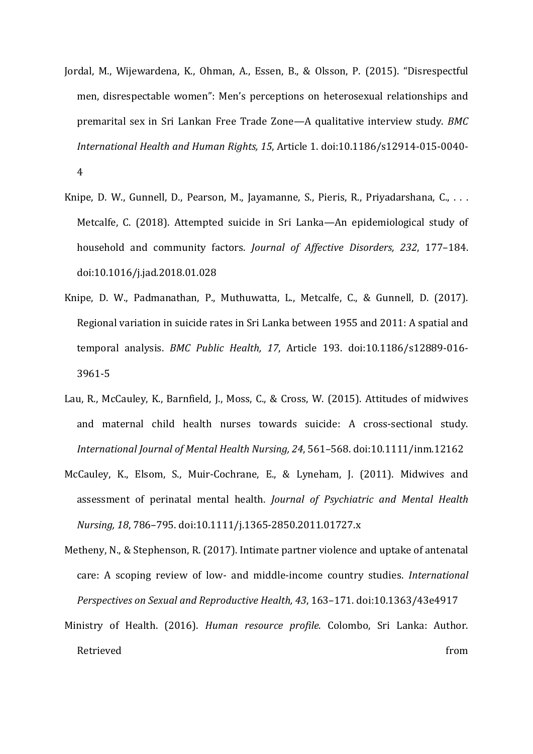Jordal, M., Wijewardena, K., Ohman, A., Essen, B., & Olsson, P. (2015). "Disrespectful men, disrespectable women": Men's perceptions on heterosexual relationships and premarital sex in Sri Lankan Free Trade Zone—A qualitative interview study. *BMC International Health and Human Rights, 15*, Article 1. doi:10.1186/s12914-015-0040-4

Knipe, D. W., Gunnell, D., Pearson, M., Jayamanne, S., Pieris, R., Priyadarshana, C., . . . Metcalfe, C. (2018). Attempted suicide in Sri Lanka—An epidemiological study of household and community factors. *Journal of Affective Disorders, 232*, 177–184. doi:10.1016/j.jad.2018.01.028

Knipe, D. W., Padmanathan, P., Muthuwatta, L., Metcalfe, C., & Gunnell, D. (2017). Regional variation in suicide rates in Sri Lanka between 1955 and 2011: A spatial and temporal analysis. *BMC Public Health, 17*, Article 193. doi:10.1186/s12889-016-3961-5

Lau, R., McCauley, K., Barnfield, J., Moss, C., & Cross, W. (2015). Attitudes of midwives and maternal child health nurses towards suicide: A cross-sectional study. *International Journal of Mental Health Nursing, 24*, 561–568. doi:10.1111/inm.12162

McCauley, K., Elsom, S., Muir-Cochrane, E., & Lyneham, J. (2011). Midwives and assessment of perinatal mental health. *Journal of Psychiatric and Mental Health Nursing, 18*, 786–795. doi:10.1111/j.1365-2850.2011.01727.x

Metheny, N., & Stephenson, R. (2017). Intimate partner violence and uptake of antenatal care: A scoping review of low- and middle-income country studies. *International Perspectives on Sexual and Reproductive Health, 43*, 163–171. doi:10.1363/43e4917

Ministry of Health. (2016). *Human resource profile*. Colombo, Sri Lanka: Author. Retrieved from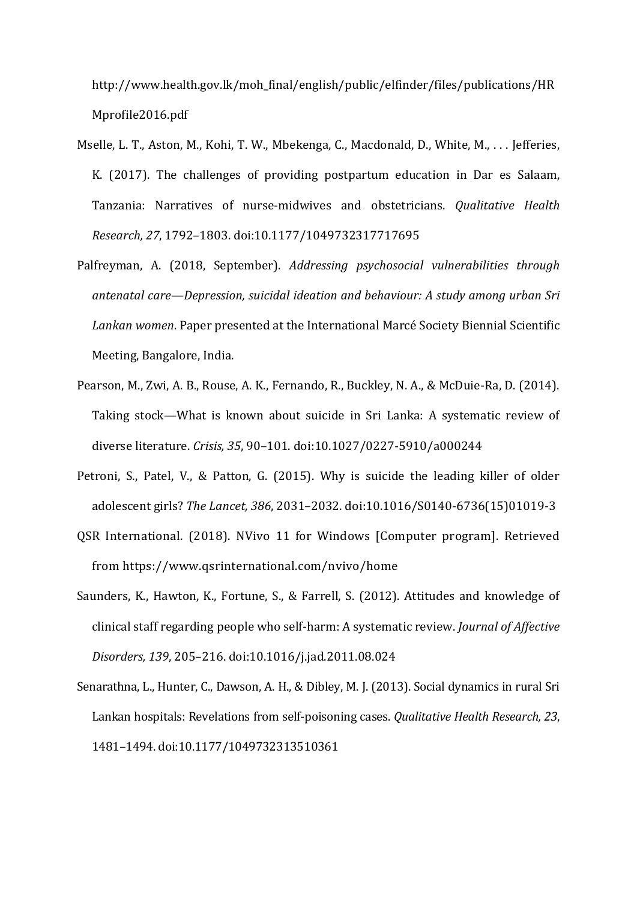http://www.health.gov.lk/moh_final/english/public/elfinder/files/publications/HRMprofile2016.pdf

Mselle, L. T., Aston, M., Kohi, T. W., Mbekenga, C., Macdonald, D., White, M., . . . Jefferies, K. (2017). The challenges of providing postpartum education in Dar es Salaam, Tanzania: Narratives of nurse-midwives and obstetricians. *Qualitative Health Research, 27*, 1792–1803. doi:10.1177/1049732317717695

Palfreyman, A. (2018, September). *Addressing psychosocial vulnerabilities through antenatal care—Depression, suicidal ideation and behaviour: A study among urban Sri Lankan women*. Paper presented at the International Marcé Society Biennial Scientific Meeting, Bangalore, India.

Pearson, M., Zwi, A. B., Rouse, A. K., Fernando, R., Buckley, N. A., & McDuie-Ra, D. (2014). Taking stock—What is known about suicide in Sri Lanka: A systematic review of diverse literature. *Crisis, 35*, 90–101. doi:10.1027/0227-5910/a000244

Petroni, S., Patel, V., & Patton, G. (2015). Why is suicide the leading killer of older adolescent girls? *The Lancet, 386*, 2031–2032. doi:10.1016/S0140-6736(15)01019-3

QSR International. (2018). NVivo 11 for Windows [Computer program]. Retrieved from https://www.qsrinternational.com/nvivo/home

Saunders, K., Hawton, K., Fortune, S., & Farrell, S. (2012). Attitudes and knowledge of clinical staff regarding people who self-harm: A systematic review. *Journal of Affective Disorders, 139*, 205–216. doi:10.1016/j.jad.2011.08.024

Senarathna, L., Hunter, C., Dawson, A. H., & Dibley, M. J. (2013). Social dynamics in rural Sri Lankan hospitals: Revelations from self-poisoning cases. *Qualitative Health Research, 23*, 1481–1494. doi:10.1177/1049732313510361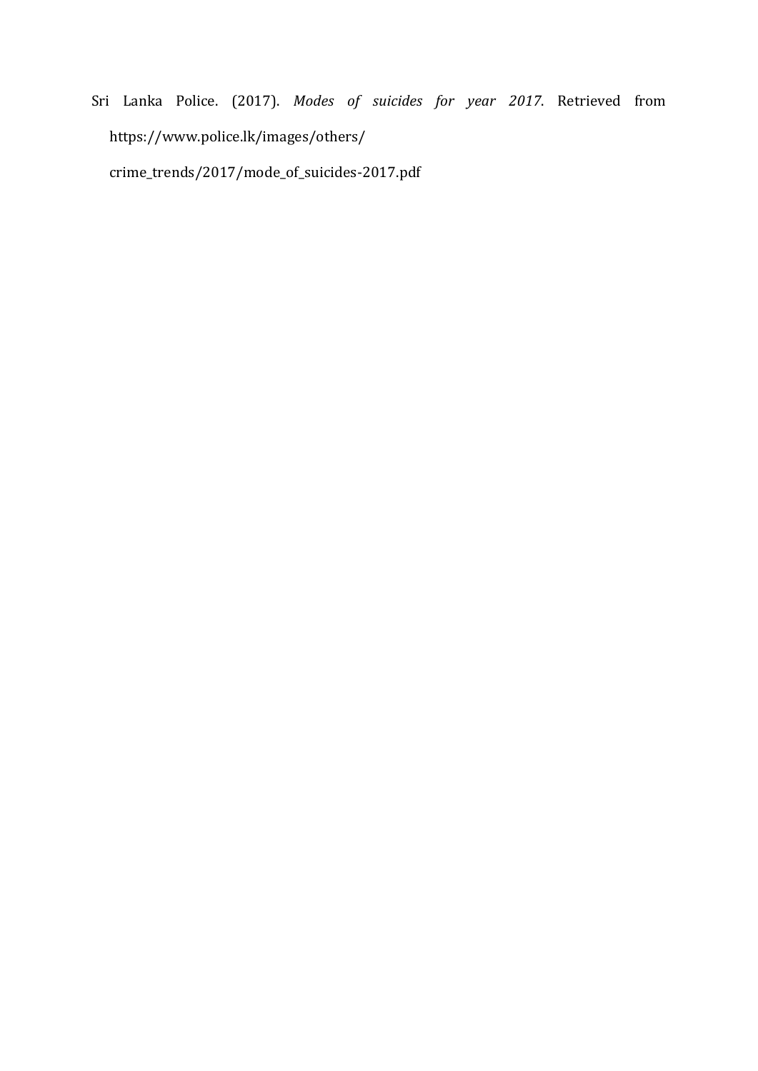Sri Lanka Police. (2017). *Modes of suicides for year 2017*. Retrieved from https://www.police.lk/images/others/crime_trends/2017/mode_of_suicides-2017.pdf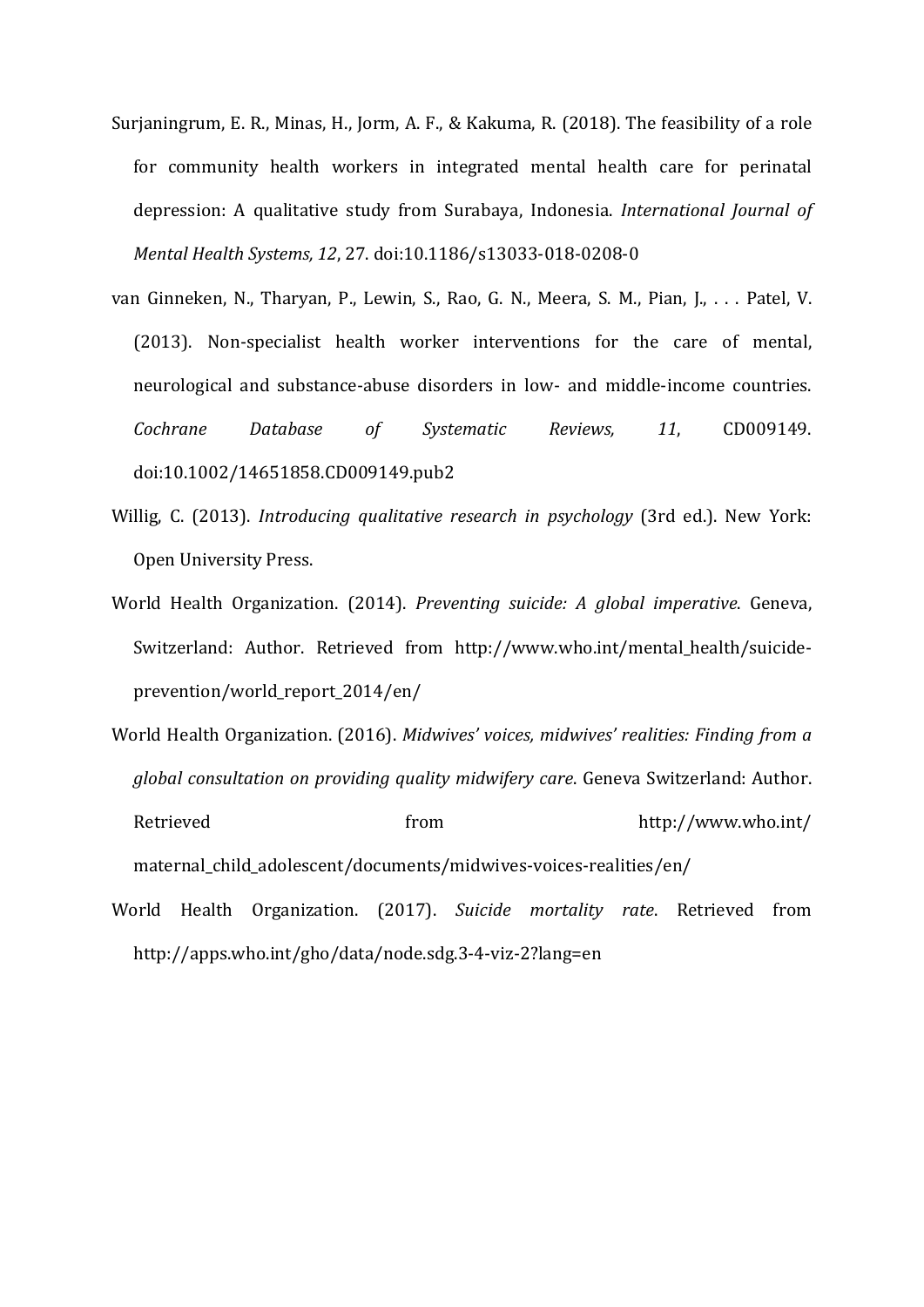Surjaningrum, E. R., Minas, H., Jorm, A. F., & Kakuma, R. (2018). The feasibility of a role for community health workers in integrated mental health care for perinatal depression: A qualitative study from Surabaya, Indonesia. *International Journal of Mental Health Systems, 12*, 27. doi:10.1186/s13033-018-0208-0

van Ginneken, N., Tharyan, P., Lewin, S., Rao, G. N., Meera, S. M., Pian, J., . . . Patel, V. (2013). Non-specialist health worker interventions for the care of mental, neurological and substance-abuse disorders in low- and middle-income countries. *Cochrane Database of Systematic Reviews, 11*, CD009149. doi:10.1002/14651858.CD009149.pub2

Willig, C. (2013). *Introducing qualitative research in psychology* (3rd ed.). New York: Open University Press.

World Health Organization. (2014). *Preventing suicide: A global imperative*. Geneva, Switzerland: Author. Retrieved from http://www.who.int/mental_health/suicide-prevention/world_report_2014/en/

World Health Organization. (2016). *Midwives' voices, midwives' realities: Finding from a global consultation on providing quality midwifery care*. Geneva Switzerland: Author. Retrieved from http://www.who.int/maternal_child_adolescent/documents/midwives-voices-realities/en/

World Health Organization. (2017). *Suicide mortality rate*. Retrieved from http://apps.who.int/gho/data/node.sdg.3-4-viz-2?lang=en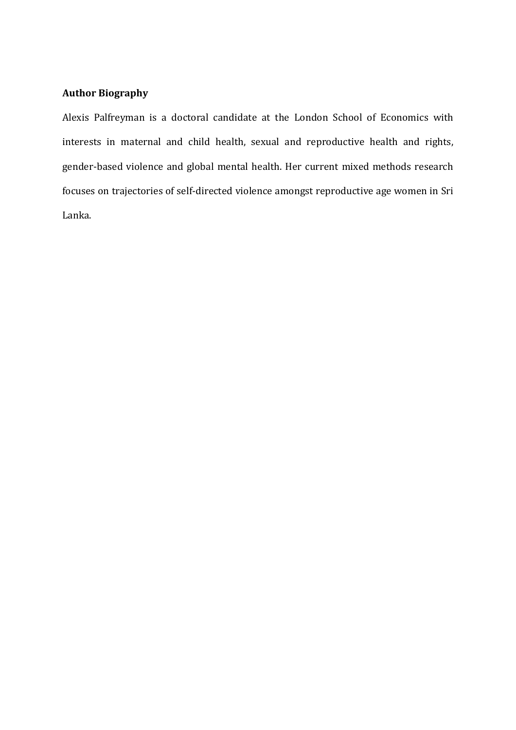**Author Biography**

Alexis Palfreyman is a doctoral candidate at the London School of Economics with interests in maternal and child health, sexual and reproductive health and rights, gender-based violence and global mental health. Her current mixed methods research focuses on trajectories of self-directed violence amongst reproductive age women in Sri Lanka.